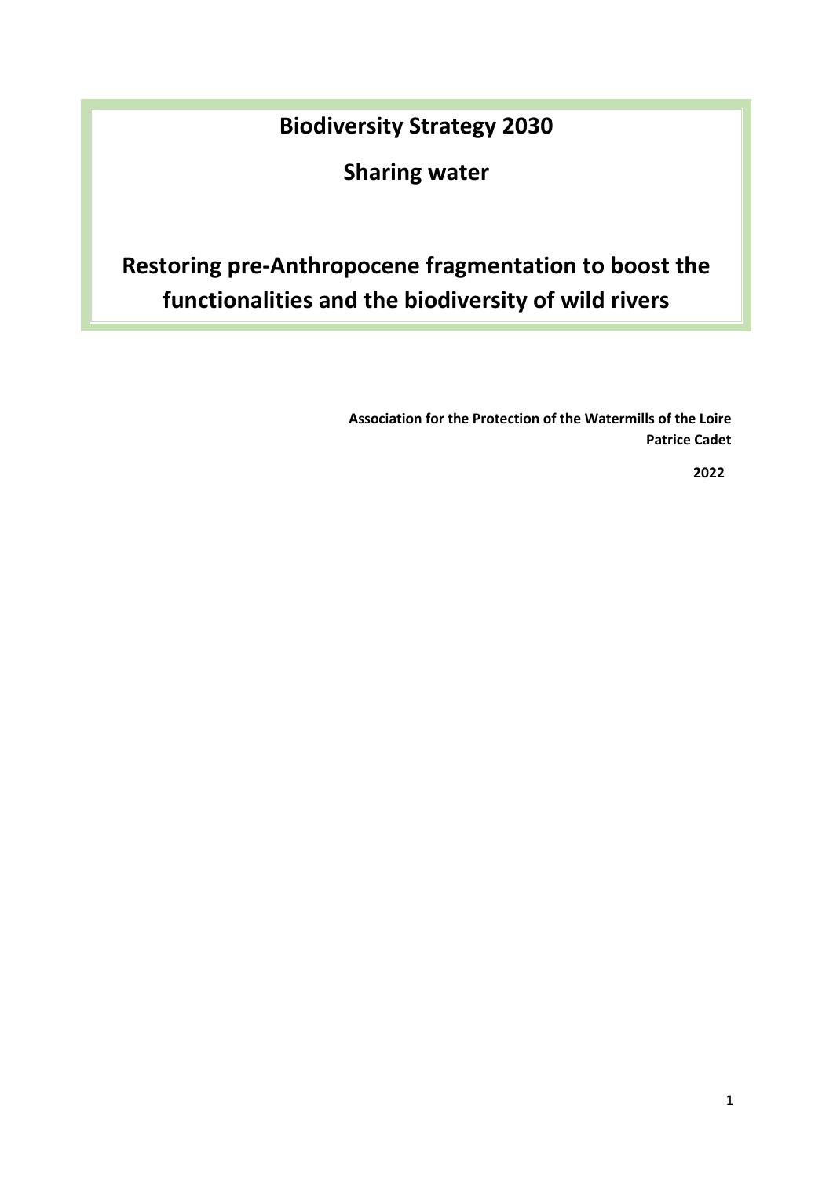# Biodiversity Strategy 2030

## Sharing water

# Restoring pre-Anthropocene fragmentation to boost the functionalities and the biodiversity of wild rivers

**Association for the Protection of the Watermills of the Loire**
**Patrice Cadet**

**2022**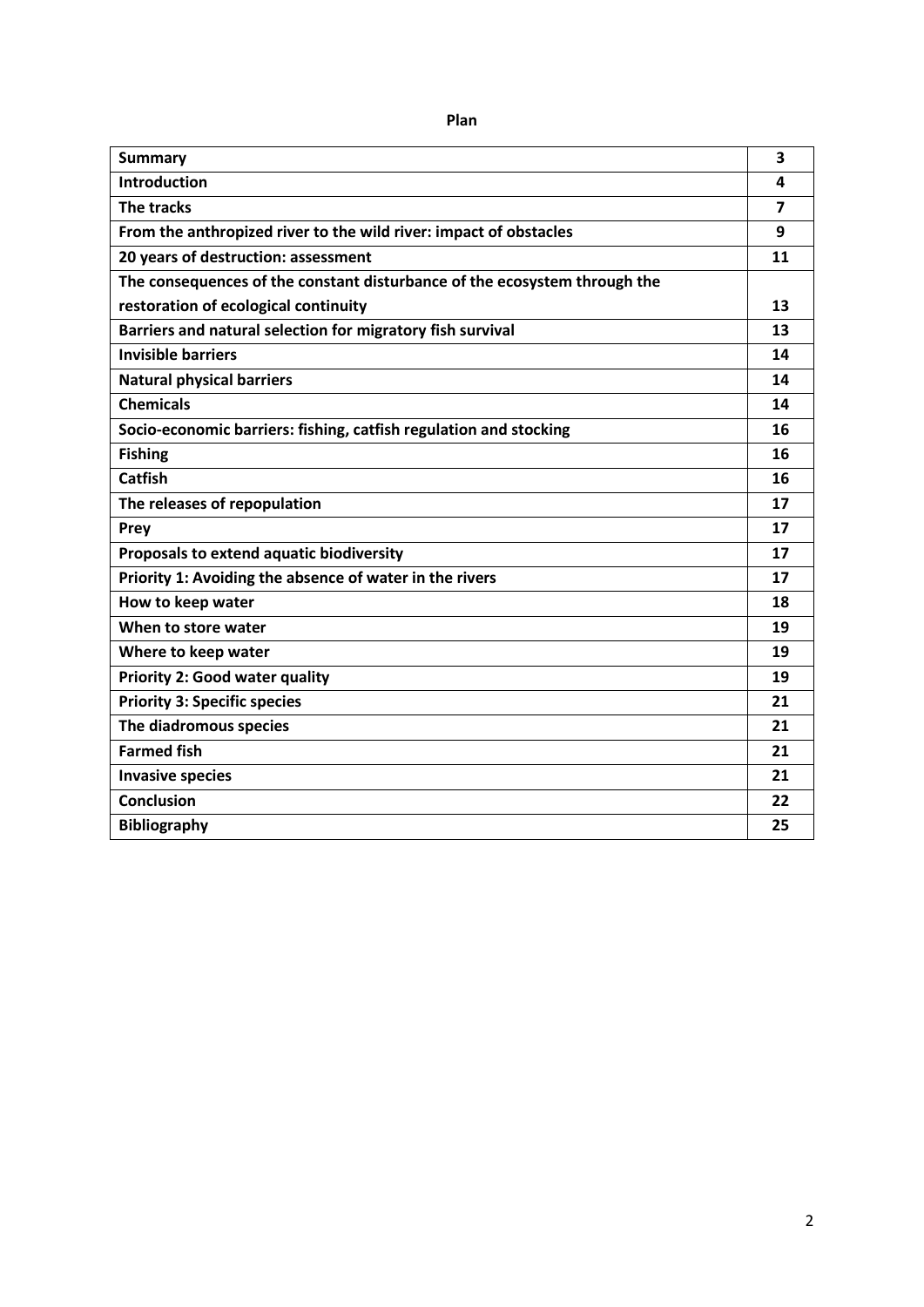**Plan**

| | |
|---|---|
| **Summary** | **3** |
| **Introduction** | **4** |
| **The tracks** | **7** |
| **From the anthropized river to the wild river: impact of obstacles** | **9** |
| **20 years of destruction: assessment** | **11** |
| **The consequences of the constant disturbance of the ecosystem through the restoration of ecological continuity** | **13** |
| **Barriers and natural selection for migratory fish survival** | **13** |
| **Invisible barriers** | **14** |
| **Natural physical barriers** | **14** |
| **Chemicals** | **14** |
| **Socio-economic barriers: fishing, catfish regulation and stocking** | **16** |
| **Fishing** | **16** |
| **Catfish** | **16** |
| **The releases of repopulation** | **17** |
| **Prey** | **17** |
| **Proposals to extend aquatic biodiversity** | **17** |
| **Priority 1: Avoiding the absence of water in the rivers** | **17** |
| **How to keep water** | **18** |
| **When to store water** | **19** |
| **Where to keep water** | **19** |
| **Priority 2: Good water quality** | **19** |
| **Priority 3: Specific species** | **21** |
| **The diadromous species** | **21** |
| **Farmed fish** | **21** |
| **Invasive species** | **21** |
| **Conclusion** | **22** |
| **Bibliography** | **25** |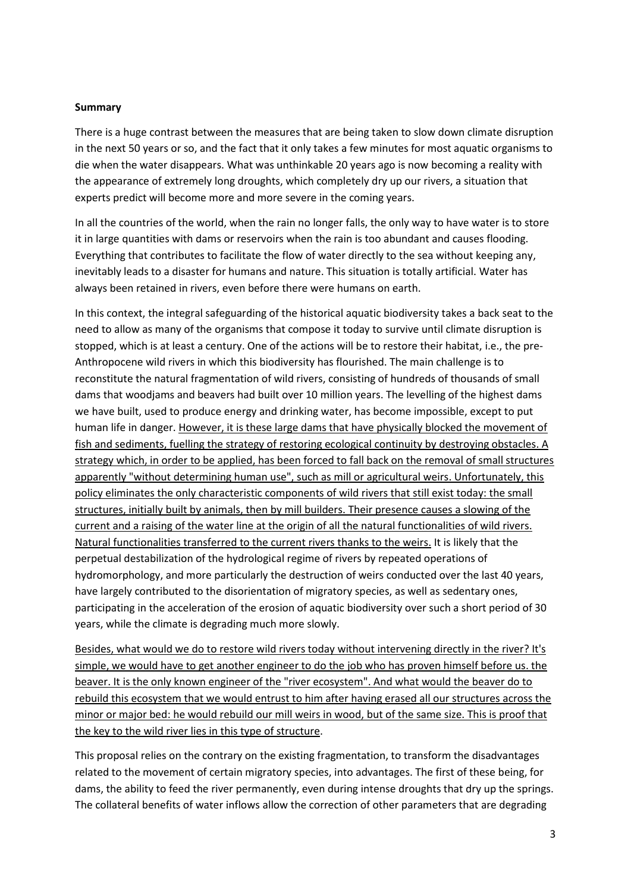**Summary**

There is a huge contrast between the measures that are being taken to slow down climate disruption in the next 50 years or so, and the fact that it only takes a few minutes for most aquatic organisms to die when the water disappears. What was unthinkable 20 years ago is now becoming a reality with the appearance of extremely long droughts, which completely dry up our rivers, a situation that experts predict will become more and more severe in the coming years.

In all the countries of the world, when the rain no longer falls, the only way to have water is to store it in large quantities with dams or reservoirs when the rain is too abundant and causes flooding. Everything that contributes to facilitate the flow of water directly to the sea without keeping any, inevitably leads to a disaster for humans and nature. This situation is totally artificial. Water has always been retained in rivers, even before there were humans on earth.

In this context, the integral safeguarding of the historical aquatic biodiversity takes a back seat to the need to allow as many of the organisms that compose it today to survive until climate disruption is stopped, which is at least a century. One of the actions will be to restore their habitat, i.e., the pre-Anthropocene wild rivers in which this biodiversity has flourished. The main challenge is to reconstitute the natural fragmentation of wild rivers, consisting of hundreds of thousands of small dams that woodjams and beavers had built over 10 million years. The levelling of the highest dams we have built, used to produce energy and drinking water, has become impossible, except to put human life in danger. <u>However, it is these large dams that have physically blocked the movement of fish and sediments, fuelling the strategy of restoring ecological continuity by destroying obstacles. A strategy which, in order to be applied, has been forced to fall back on the removal of small structures apparently "without determining human use", such as mill or agricultural weirs. Unfortunately, this policy eliminates the only characteristic components of wild rivers that still exist today: the small structures, initially built by animals, then by mill builders. Their presence causes a slowing of the current and a raising of the water line at the origin of all the natural functionalities of wild rivers. Natural functionalities transferred to the current rivers thanks to the weirs.</u> It is likely that the perpetual destabilization of the hydrological regime of rivers by repeated operations of hydromorphology, and more particularly the destruction of weirs conducted over the last 40 years, have largely contributed to the disorientation of migratory species, as well as sedentary ones, participating in the acceleration of the erosion of aquatic biodiversity over such a short period of 30 years, while the climate is degrading much more slowly.

<u>Besides, what would we do to restore wild rivers today without intervening directly in the river? It's simple, we would have to get another engineer to do the job who has proven himself before us. the beaver. It is the only known engineer of the "river ecosystem". And what would the beaver do to rebuild this ecosystem that we would entrust to him after having erased all our structures across the minor or major bed: he would rebuild our mill weirs in wood, but of the same size. This is proof that the key to the wild river lies in this type of structure</u>.

This proposal relies on the contrary on the existing fragmentation, to transform the disadvantages related to the movement of certain migratory species, into advantages. The first of these being, for dams, the ability to feed the river permanently, even during intense droughts that dry up the springs. The collateral benefits of water inflows allow the correction of other parameters that are degrading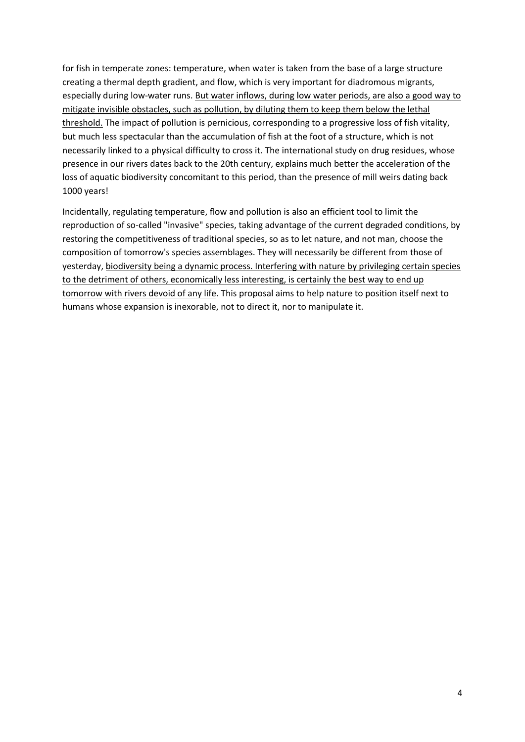for fish in temperate zones: temperature, when water is taken from the base of a large structure creating a thermal depth gradient, and flow, which is very important for diadromous migrants, especially during low-water runs. <u>But water inflows, during low water periods, are also a good way to mitigate invisible obstacles, such as pollution, by diluting them to keep them below the lethal threshold.</u> The impact of pollution is pernicious, corresponding to a progressive loss of fish vitality, but much less spectacular than the accumulation of fish at the foot of a structure, which is not necessarily linked to a physical difficulty to cross it. The international study on drug residues, whose presence in our rivers dates back to the 20th century, explains much better the acceleration of the loss of aquatic biodiversity concomitant to this period, than the presence of mill weirs dating back 1000 years!

Incidentally, regulating temperature, flow and pollution is also an efficient tool to limit the reproduction of so-called "invasive" species, taking advantage of the current degraded conditions, by restoring the competitiveness of traditional species, so as to let nature, and not man, choose the composition of tomorrow's species assemblages. They will necessarily be different from those of yesterday, <u>biodiversity being a dynamic process. Interfering with nature by privileging certain species to the detriment of others, economically less interesting, is certainly the best way to end up tomorrow with rivers devoid of any life</u>. This proposal aims to help nature to position itself next to humans whose expansion is inexorable, not to direct it, nor to manipulate it.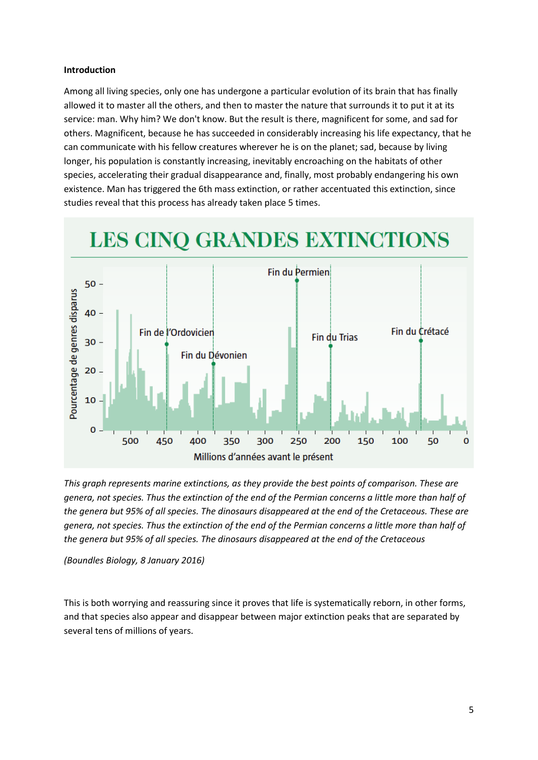**Introduction**

Among all living species, only one has undergone a particular evolution of its brain that has finally allowed it to master all the others, and then to master the nature that surrounds it to put it at its service: man. Why him? We don't know. But the result is there, magnificent for some, and sad for others. Magnificent, because he has succeeded in considerably increasing his life expectancy, that he can communicate with his fellow creatures wherever he is on the planet; sad, because by living longer, his population is constantly increasing, inevitably encroaching on the habitats of other species, accelerating their gradual disappearance and, finally, most probably endangering his own existence. Man has triggered the 6th mass extinction, or rather accentuated this extinction, since studies reveal that this process has already taken place 5 times.

*This graph represents marine extinctions, as they provide the best points of comparison. These are genera, not species. Thus the extinction of the end of the Permian concerns a little more than half of the genera but 95% of all species. The dinosaurs disappeared at the end of the Cretaceous. These are genera, not species. Thus the extinction of the end of the Permian concerns a little more than half of the genera but 95% of all species. The dinosaurs disappeared at the end of the Cretaceous*

*(Boundles Biology, 8 January 2016)*

This is both worrying and reassuring since it proves that life is systematically reborn, in other forms, and that species also appear and disappear between major extinction peaks that are separated by several tens of millions of years.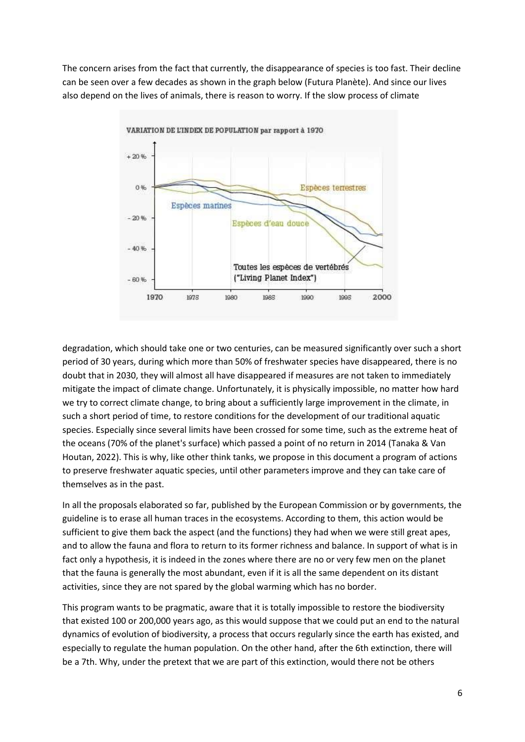The concern arises from the fact that currently, the disappearance of species is too fast. Their decline can be seen over a few decades as shown in the graph below (Futura Planète). And since our lives also depend on the lives of animals, there is reason to worry. If the slow process of climate degradation, which should take one or two centuries, can be measured significantly over such a short period of 30 years, during which more than 50% of freshwater species have disappeared, there is no doubt that in 2030, they will almost all have disappeared if measures are not taken to immediately mitigate the impact of climate change. Unfortunately, it is physically impossible, no matter how hard we try to correct climate change, to bring about a sufficiently large improvement in the climate, in such a short period of time, to restore conditions for the development of our traditional aquatic species. Especially since several limits have been crossed for some time, such as the extreme heat of the oceans (70% of the planet's surface) which passed a point of no return in 2014 (Tanaka & Van Houtan, 2022). This is why, like other think tanks, we propose in this document a program of actions to preserve freshwater aquatic species, until other parameters improve and they can take care of themselves as in the past.

In all the proposals elaborated so far, published by the European Commission or by governments, the guideline is to erase all human traces in the ecosystems. According to them, this action would be sufficient to give them back the aspect (and the functions) they had when we were still great apes, and to allow the fauna and flora to return to its former richness and balance. In support of what is in fact only a hypothesis, it is indeed in the zones where there are no or very few men on the planet that the fauna is generally the most abundant, even if it is all the same dependent on its distant activities, since they are not spared by the global warming which has no border.

This program wants to be pragmatic, aware that it is totally impossible to restore the biodiversity that existed 100 or 200,000 years ago, as this would suppose that we could put an end to the natural dynamics of evolution of biodiversity, a process that occurs regularly since the earth has existed, and especially to regulate the human population. On the other hand, after the 6th extinction, there will be a 7th. Why, under the pretext that we are part of this extinction, would there not be others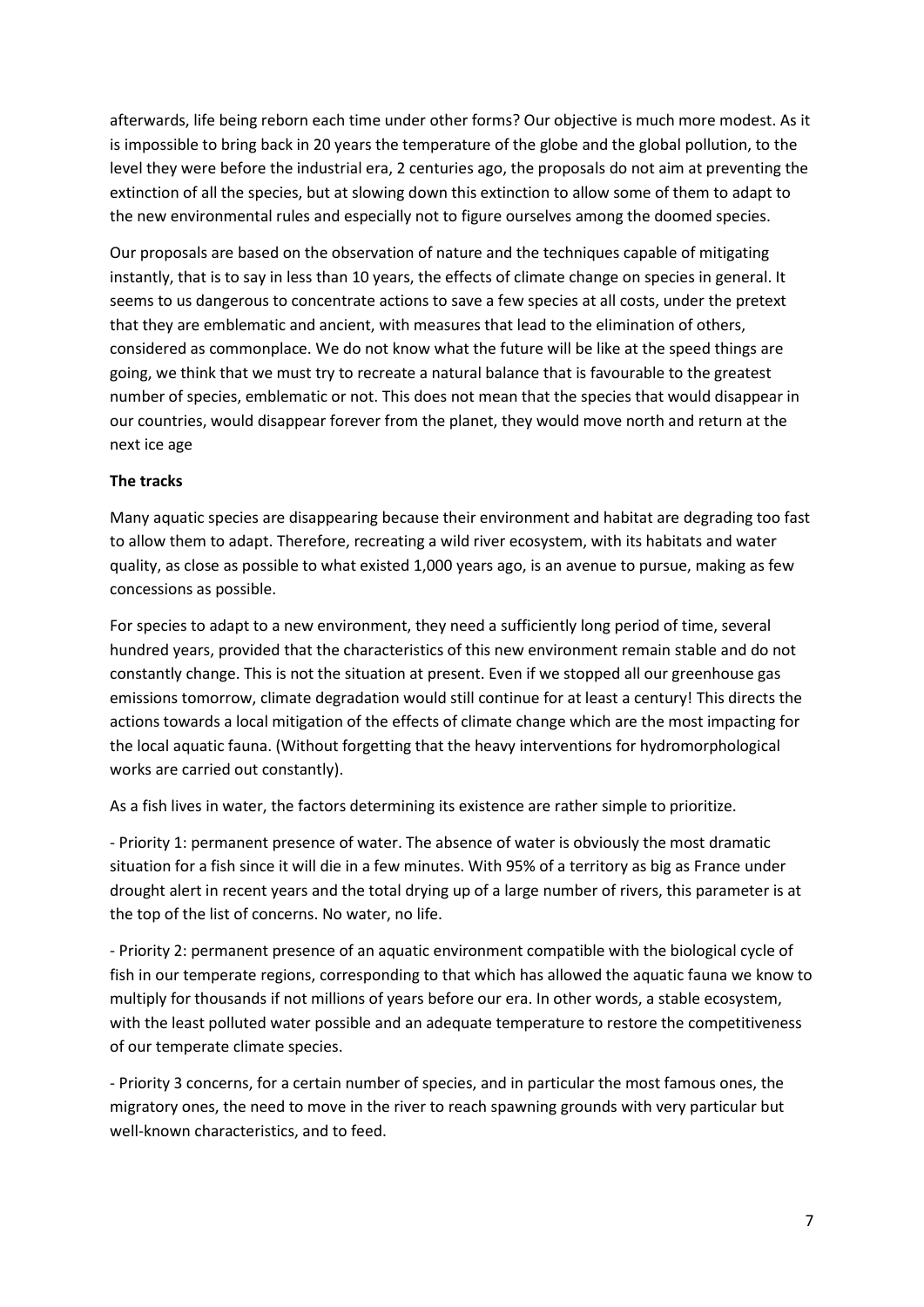afterwards, life being reborn each time under other forms? Our objective is much more modest. As it is impossible to bring back in 20 years the temperature of the globe and the global pollution, to the level they were before the industrial era, 2 centuries ago, the proposals do not aim at preventing the extinction of all the species, but at slowing down this extinction to allow some of them to adapt to the new environmental rules and especially not to figure ourselves among the doomed species.

Our proposals are based on the observation of nature and the techniques capable of mitigating instantly, that is to say in less than 10 years, the effects of climate change on species in general. It seems to us dangerous to concentrate actions to save a few species at all costs, under the pretext that they are emblematic and ancient, with measures that lead to the elimination of others, considered as commonplace. We do not know what the future will be like at the speed things are going, we think that we must try to recreate a natural balance that is favourable to the greatest number of species, emblematic or not. This does not mean that the species that would disappear in our countries, would disappear forever from the planet, they would move north and return at the next ice age

**The tracks**

Many aquatic species are disappearing because their environment and habitat are degrading too fast to allow them to adapt. Therefore, recreating a wild river ecosystem, with its habitats and water quality, as close as possible to what existed 1,000 years ago, is an avenue to pursue, making as few concessions as possible.

For species to adapt to a new environment, they need a sufficiently long period of time, several hundred years, provided that the characteristics of this new environment remain stable and do not constantly change. This is not the situation at present. Even if we stopped all our greenhouse gas emissions tomorrow, climate degradation would still continue for at least a century! This directs the actions towards a local mitigation of the effects of climate change which are the most impacting for the local aquatic fauna. (Without forgetting that the heavy interventions for hydromorphological works are carried out constantly).

As a fish lives in water, the factors determining its existence are rather simple to prioritize.

- Priority 1: permanent presence of water. The absence of water is obviously the most dramatic situation for a fish since it will die in a few minutes. With 95% of a territory as big as France under drought alert in recent years and the total drying up of a large number of rivers, this parameter is at the top of the list of concerns. No water, no life.

- Priority 2: permanent presence of an aquatic environment compatible with the biological cycle of fish in our temperate regions, corresponding to that which has allowed the aquatic fauna we know to multiply for thousands if not millions of years before our era. In other words, a stable ecosystem, with the least polluted water possible and an adequate temperature to restore the competitiveness of our temperate climate species.

- Priority 3 concerns, for a certain number of species, and in particular the most famous ones, the migratory ones, the need to move in the river to reach spawning grounds with very particular but well-known characteristics, and to feed.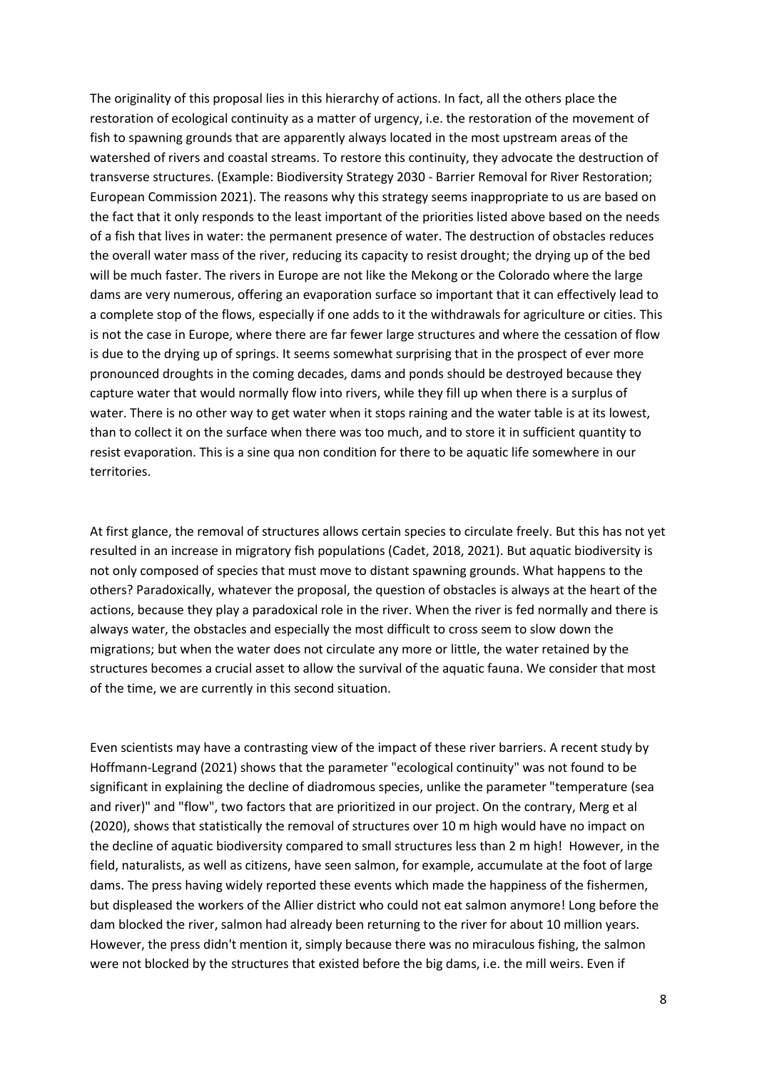The originality of this proposal lies in this hierarchy of actions. In fact, all the others place the restoration of ecological continuity as a matter of urgency, i.e. the restoration of the movement of fish to spawning grounds that are apparently always located in the most upstream areas of the watershed of rivers and coastal streams. To restore this continuity, they advocate the destruction of transverse structures. (Example: Biodiversity Strategy 2030 - Barrier Removal for River Restoration; European Commission 2021). The reasons why this strategy seems inappropriate to us are based on the fact that it only responds to the least important of the priorities listed above based on the needs of a fish that lives in water: the permanent presence of water. The destruction of obstacles reduces the overall water mass of the river, reducing its capacity to resist drought; the drying up of the bed will be much faster. The rivers in Europe are not like the Mekong or the Colorado where the large dams are very numerous, offering an evaporation surface so important that it can effectively lead to a complete stop of the flows, especially if one adds to it the withdrawals for agriculture or cities. This is not the case in Europe, where there are far fewer large structures and where the cessation of flow is due to the drying up of springs. It seems somewhat surprising that in the prospect of ever more pronounced droughts in the coming decades, dams and ponds should be destroyed because they capture water that would normally flow into rivers, while they fill up when there is a surplus of water. There is no other way to get water when it stops raining and the water table is at its lowest, than to collect it on the surface when there was too much, and to store it in sufficient quantity to resist evaporation. This is a sine qua non condition for there to be aquatic life somewhere in our territories.

At first glance, the removal of structures allows certain species to circulate freely. But this has not yet resulted in an increase in migratory fish populations (Cadet, 2018, 2021). But aquatic biodiversity is not only composed of species that must move to distant spawning grounds. What happens to the others? Paradoxically, whatever the proposal, the question of obstacles is always at the heart of the actions, because they play a paradoxical role in the river. When the river is fed normally and there is always water, the obstacles and especially the most difficult to cross seem to slow down the migrations; but when the water does not circulate any more or little, the water retained by the structures becomes a crucial asset to allow the survival of the aquatic fauna. We consider that most of the time, we are currently in this second situation.

Even scientists may have a contrasting view of the impact of these river barriers. A recent study by Hoffmann-Legrand (2021) shows that the parameter "ecological continuity" was not found to be significant in explaining the decline of diadromous species, unlike the parameter "temperature (sea and river)" and "flow", two factors that are prioritized in our project. On the contrary, Merg et al (2020), shows that statistically the removal of structures over 10 m high would have no impact on the decline of aquatic biodiversity compared to small structures less than 2 m high! However, in the field, naturalists, as well as citizens, have seen salmon, for example, accumulate at the foot of large dams. The press having widely reported these events which made the happiness of the fishermen, but displeased the workers of the Allier district who could not eat salmon anymore! Long before the dam blocked the river, salmon had already been returning to the river for about 10 million years. However, the press didn't mention it, simply because there was no miraculous fishing, the salmon were not blocked by the structures that existed before the big dams, i.e. the mill weirs. Even if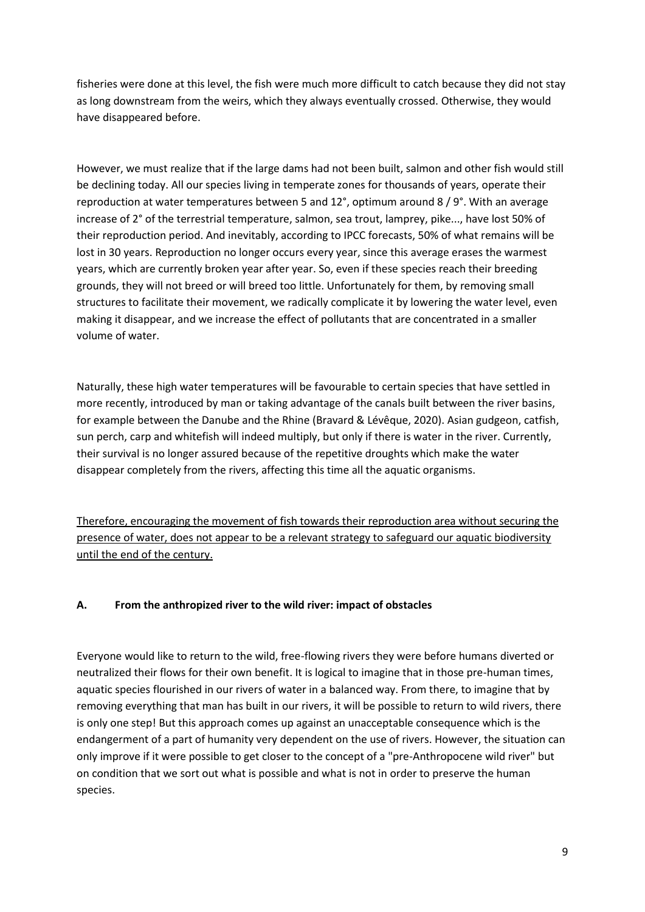fisheries were done at this level, the fish were much more difficult to catch because they did not stay as long downstream from the weirs, which they always eventually crossed. Otherwise, they would have disappeared before.

However, we must realize that if the large dams had not been built, salmon and other fish would still be declining today. All our species living in temperate zones for thousands of years, operate their reproduction at water temperatures between 5 and 12°, optimum around 8 / 9°. With an average increase of 2° of the terrestrial temperature, salmon, sea trout, lamprey, pike..., have lost 50% of their reproduction period. And inevitably, according to IPCC forecasts, 50% of what remains will be lost in 30 years. Reproduction no longer occurs every year, since this average erases the warmest years, which are currently broken year after year. So, even if these species reach their breeding grounds, they will not breed or will breed too little. Unfortunately for them, by removing small structures to facilitate their movement, we radically complicate it by lowering the water level, even making it disappear, and we increase the effect of pollutants that are concentrated in a smaller volume of water.

Naturally, these high water temperatures will be favourable to certain species that have settled in more recently, introduced by man or taking advantage of the canals built between the river basins, for example between the Danube and the Rhine (Bravard & Lévêque, 2020). Asian gudgeon, catfish, sun perch, carp and whitefish will indeed multiply, but only if there is water in the river. Currently, their survival is no longer assured because of the repetitive droughts which make the water disappear completely from the rivers, affecting this time all the aquatic organisms.

<u>Therefore, encouraging the movement of fish towards their reproduction area without securing the presence of water, does not appear to be a relevant strategy to safeguard our aquatic biodiversity until the end of the century.</u>

## A. From the anthropized river to the wild river: impact of obstacles

Everyone would like to return to the wild, free-flowing rivers they were before humans diverted or neutralized their flows for their own benefit. It is logical to imagine that in those pre-human times, aquatic species flourished in our rivers of water in a balanced way. From there, to imagine that by removing everything that man has built in our rivers, it will be possible to return to wild rivers, there is only one step! But this approach comes up against an unacceptable consequence which is the endangerment of a part of humanity very dependent on the use of rivers. However, the situation can only improve if it were possible to get closer to the concept of a "pre-Anthropocene wild river" but on condition that we sort out what is possible and what is not in order to preserve the human species.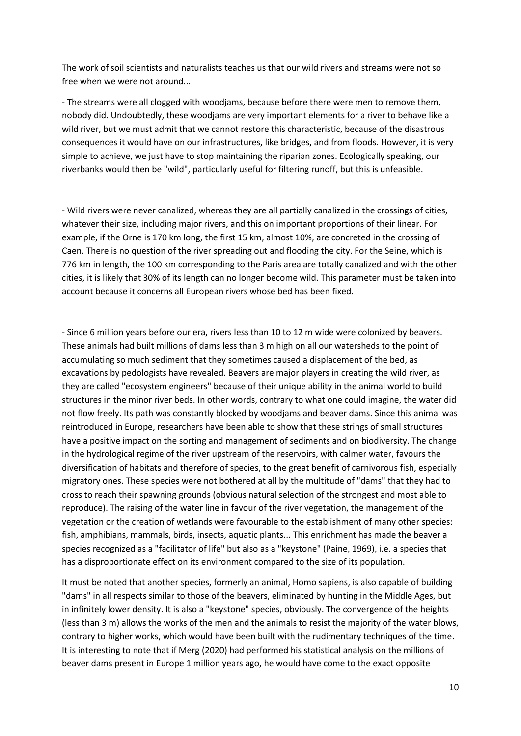The work of soil scientists and naturalists teaches us that our wild rivers and streams were not so free when we were not around...

- The streams were all clogged with woodjams, because before there were men to remove them, nobody did. Undoubtedly, these woodjams are very important elements for a river to behave like a wild river, but we must admit that we cannot restore this characteristic, because of the disastrous consequences it would have on our infrastructures, like bridges, and from floods. However, it is very simple to achieve, we just have to stop maintaining the riparian zones. Ecologically speaking, our riverbanks would then be "wild", particularly useful for filtering runoff, but this is unfeasible.

- Wild rivers were never canalized, whereas they are all partially canalized in the crossings of cities, whatever their size, including major rivers, and this on important proportions of their linear. For example, if the Orne is 170 km long, the first 15 km, almost 10%, are concreted in the crossing of Caen. There is no question of the river spreading out and flooding the city. For the Seine, which is 776 km in length, the 100 km corresponding to the Paris area are totally canalized and with the other cities, it is likely that 30% of its length can no longer become wild. This parameter must be taken into account because it concerns all European rivers whose bed has been fixed.

- Since 6 million years before our era, rivers less than 10 to 12 m wide were colonized by beavers. These animals had built millions of dams less than 3 m high on all our watersheds to the point of accumulating so much sediment that they sometimes caused a displacement of the bed, as excavations by pedologists have revealed. Beavers are major players in creating the wild river, as they are called "ecosystem engineers" because of their unique ability in the animal world to build structures in the minor river beds. In other words, contrary to what one could imagine, the water did not flow freely. Its path was constantly blocked by woodjams and beaver dams. Since this animal was reintroduced in Europe, researchers have been able to show that these strings of small structures have a positive impact on the sorting and management of sediments and on biodiversity. The change in the hydrological regime of the river upstream of the reservoirs, with calmer water, favours the diversification of habitats and therefore of species, to the great benefit of carnivorous fish, especially migratory ones. These species were not bothered at all by the multitude of "dams" that they had to cross to reach their spawning grounds (obvious natural selection of the strongest and most able to reproduce). The raising of the water line in favour of the river vegetation, the management of the vegetation or the creation of wetlands were favourable to the establishment of many other species: fish, amphibians, mammals, birds, insects, aquatic plants... This enrichment has made the beaver a species recognized as a "facilitator of life" but also as a "keystone" (Paine, 1969), i.e. a species that has a disproportionate effect on its environment compared to the size of its population.

It must be noted that another species, formerly an animal, Homo sapiens, is also capable of building "dams" in all respects similar to those of the beavers, eliminated by hunting in the Middle Ages, but in infinitely lower density. It is also a "keystone" species, obviously. The convergence of the heights (less than 3 m) allows the works of the men and the animals to resist the majority of the water blows, contrary to higher works, which would have been built with the rudimentary techniques of the time. It is interesting to note that if Merg (2020) had performed his statistical analysis on the millions of beaver dams present in Europe 1 million years ago, he would have come to the exact opposite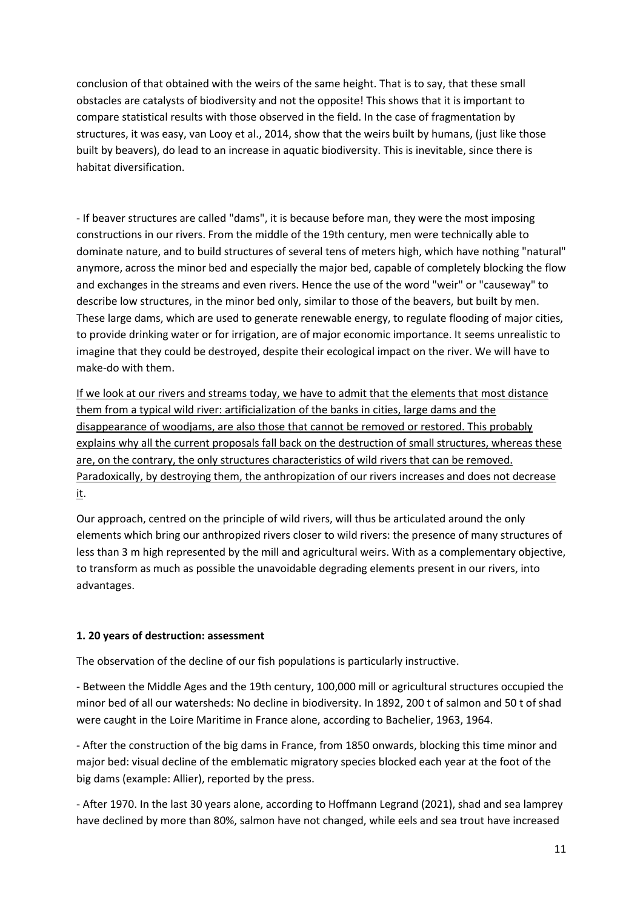conclusion of that obtained with the weirs of the same height. That is to say, that these small obstacles are catalysts of biodiversity and not the opposite! This shows that it is important to compare statistical results with those observed in the field. In the case of fragmentation by structures, it was easy, van Looy et al., 2014, show that the weirs built by humans, (just like those built by beavers), do lead to an increase in aquatic biodiversity. This is inevitable, since there is habitat diversification.

- If beaver structures are called "dams", it is because before man, they were the most imposing constructions in our rivers. From the middle of the 19th century, men were technically able to dominate nature, and to build structures of several tens of meters high, which have nothing "natural" anymore, across the minor bed and especially the major bed, capable of completely blocking the flow and exchanges in the streams and even rivers. Hence the use of the word "weir" or "causeway" to describe low structures, in the minor bed only, similar to those of the beavers, but built by men. These large dams, which are used to generate renewable energy, to regulate flooding of major cities, to provide drinking water or for irrigation, are of major economic importance. It seems unrealistic to imagine that they could be destroyed, despite their ecological impact on the river. We will have to make-do with them.

<u>If we look at our rivers and streams today, we have to admit that the elements that most distance them from a typical wild river: artificialization of the banks in cities, large dams and the disappearance of woodjams, are also those that cannot be removed or restored. This probably explains why all the current proposals fall back on the destruction of small structures, whereas these are, on the contrary, the only structures characteristics of wild rivers that can be removed. Paradoxically, by destroying them, the anthropization of our rivers increases and does not decrease it</u>.

Our approach, centred on the principle of wild rivers, will thus be articulated around the only elements which bring our anthropized rivers closer to wild rivers: the presence of many structures of less than 3 m high represented by the mill and agricultural weirs. With as a complementary objective, to transform as much as possible the unavoidable degrading elements present in our rivers, into advantages.

**1. 20 years of destruction: assessment**

The observation of the decline of our fish populations is particularly instructive.

- Between the Middle Ages and the 19th century, 100,000 mill or agricultural structures occupied the minor bed of all our watersheds: No decline in biodiversity. In 1892, 200 t of salmon and 50 t of shad were caught in the Loire Maritime in France alone, according to Bachelier, 1963, 1964.

- After the construction of the big dams in France, from 1850 onwards, blocking this time minor and major bed: visual decline of the emblematic migratory species blocked each year at the foot of the big dams (example: Allier), reported by the press.

- After 1970. In the last 30 years alone, according to Hoffmann Legrand (2021), shad and sea lamprey have declined by more than 80%, salmon have not changed, while eels and sea trout have increased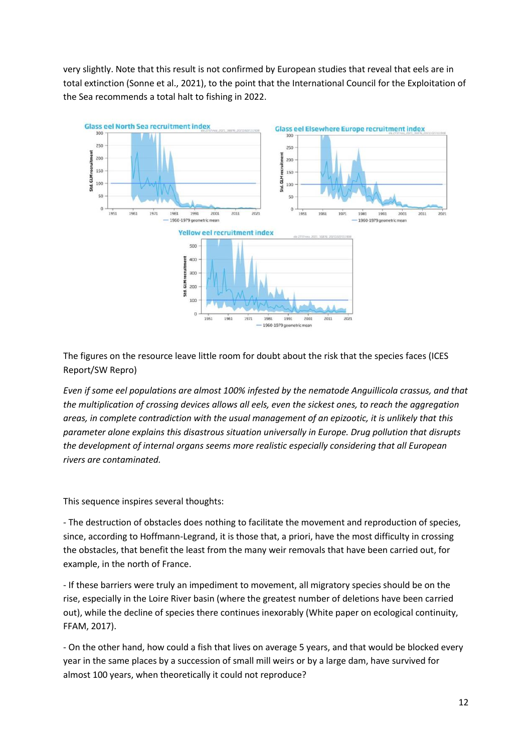very slightly. Note that this result is not confirmed by European studies that reveal that eels are in total extinction (Sonne et al., 2021), to the point that the International Council for the Exploitation of the Sea recommends a total halt to fishing in 2022.

The figures on the resource leave little room for doubt about the risk that the species faces (ICES Report/SW Repro)

*Even if some eel populations are almost 100% infested by the nematode Anguillicola crassus, and that the multiplication of crossing devices allows all eels, even the sickest ones, to reach the aggregation areas, in complete contradiction with the usual management of an epizootic, it is unlikely that this parameter alone explains this disastrous situation universally in Europe. Drug pollution that disrupts the development of internal organs seems more realistic especially considering that all European rivers are contaminated.*

This sequence inspires several thoughts:

- The destruction of obstacles does nothing to facilitate the movement and reproduction of species, since, according to Hoffmann-Legrand, it is those that, a priori, have the most difficulty in crossing the obstacles, that benefit the least from the many weir removals that have been carried out, for example, in the north of France.

- If these barriers were truly an impediment to movement, all migratory species should be on the rise, especially in the Loire River basin (where the greatest number of deletions have been carried out), while the decline of species there continues inexorably (White paper on ecological continuity, FFAM, 2017).

- On the other hand, how could a fish that lives on average 5 years, and that would be blocked every year in the same places by a succession of small mill weirs or by a large dam, have survived for almost 100 years, when theoretically it could not reproduce?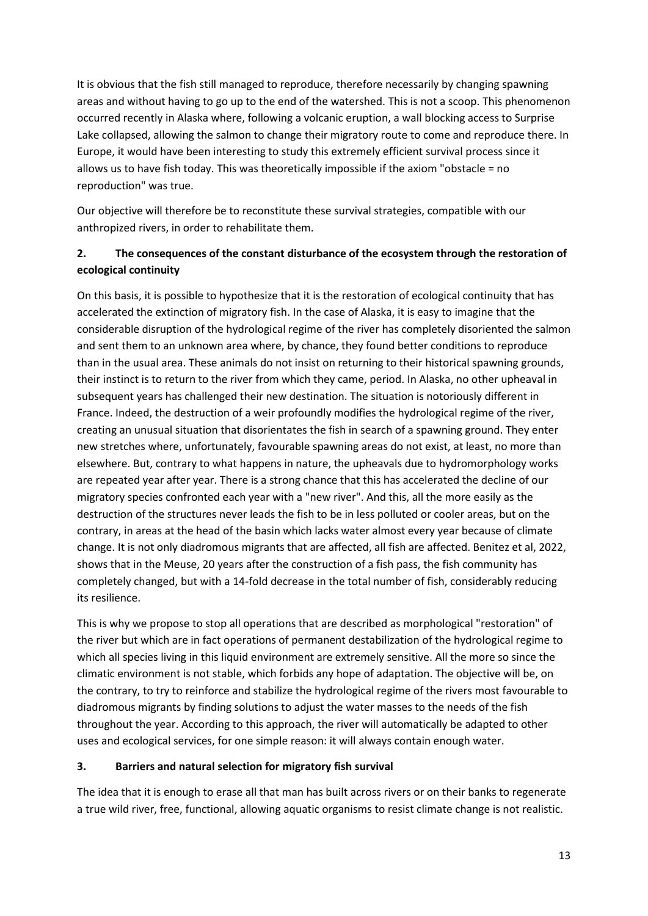It is obvious that the fish still managed to reproduce, therefore necessarily by changing spawning areas and without having to go up to the end of the watershed. This is not a scoop. This phenomenon occurred recently in Alaska where, following a volcanic eruption, a wall blocking access to Surprise Lake collapsed, allowing the salmon to change their migratory route to come and reproduce there. In Europe, it would have been interesting to study this extremely efficient survival process since it allows us to have fish today. This was theoretically impossible if the axiom "obstacle = no reproduction" was true.

Our objective will therefore be to reconstitute these survival strategies, compatible with our anthropized rivers, in order to rehabilitate them.

## 2. The consequences of the constant disturbance of the ecosystem through the restoration of ecological continuity

On this basis, it is possible to hypothesize that it is the restoration of ecological continuity that has accelerated the extinction of migratory fish. In the case of Alaska, it is easy to imagine that the considerable disruption of the hydrological regime of the river has completely disoriented the salmon and sent them to an unknown area where, by chance, they found better conditions to reproduce than in the usual area. These animals do not insist on returning to their historical spawning grounds, their instinct is to return to the river from which they came, period. In Alaska, no other upheaval in subsequent years has challenged their new destination. The situation is notoriously different in France. Indeed, the destruction of a weir profoundly modifies the hydrological regime of the river, creating an unusual situation that disorientates the fish in search of a spawning ground. They enter new stretches where, unfortunately, favourable spawning areas do not exist, at least, no more than elsewhere. But, contrary to what happens in nature, the upheavals due to hydromorphology works are repeated year after year. There is a strong chance that this has accelerated the decline of our migratory species confronted each year with a "new river". And this, all the more easily as the destruction of the structures never leads the fish to be in less polluted or cooler areas, but on the contrary, in areas at the head of the basin which lacks water almost every year because of climate change. It is not only diadromous migrants that are affected, all fish are affected. Benitez et al, 2022, shows that in the Meuse, 20 years after the construction of a fish pass, the fish community has completely changed, but with a 14-fold decrease in the total number of fish, considerably reducing its resilience.

This is why we propose to stop all operations that are described as morphological "restoration" of the river but which are in fact operations of permanent destabilization of the hydrological regime to which all species living in this liquid environment are extremely sensitive. All the more so since the climatic environment is not stable, which forbids any hope of adaptation. The objective will be, on the contrary, to try to reinforce and stabilize the hydrological regime of the rivers most favourable to diadromous migrants by finding solutions to adjust the water masses to the needs of the fish throughout the year. According to this approach, the river will automatically be adapted to other uses and ecological services, for one simple reason: it will always contain enough water.

## 3. Barriers and natural selection for migratory fish survival

The idea that it is enough to erase all that man has built across rivers or on their banks to regenerate a true wild river, free, functional, allowing aquatic organisms to resist climate change is not realistic.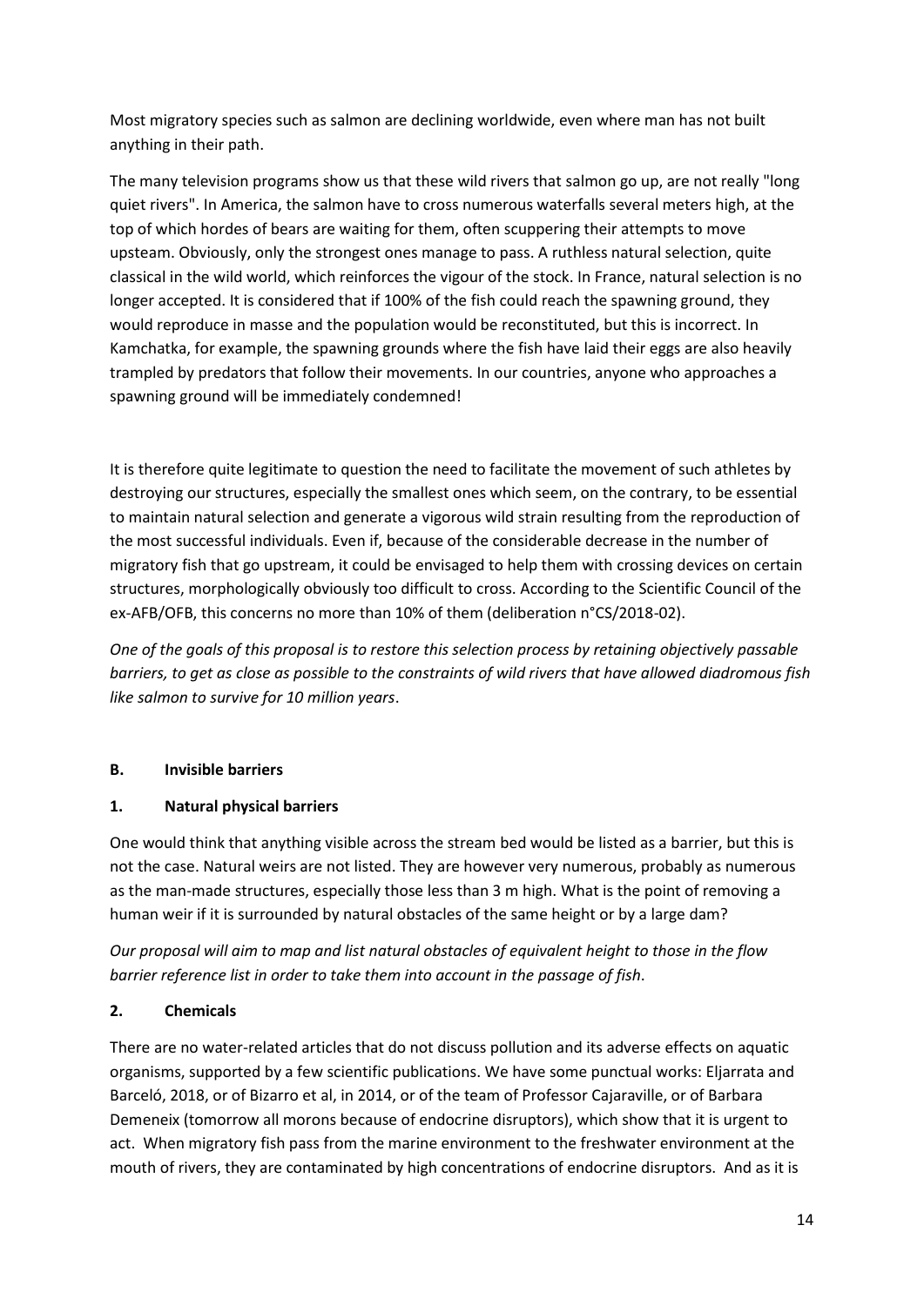Most migratory species such as salmon are declining worldwide, even where man has not built anything in their path.

The many television programs show us that these wild rivers that salmon go up, are not really "long quiet rivers". In America, the salmon have to cross numerous waterfalls several meters high, at the top of which hordes of bears are waiting for them, often scuppering their attempts to move upsteam. Obviously, only the strongest ones manage to pass. A ruthless natural selection, quite classical in the wild world, which reinforces the vigour of the stock. In France, natural selection is no longer accepted. It is considered that if 100% of the fish could reach the spawning ground, they would reproduce in masse and the population would be reconstituted, but this is incorrect. In Kamchatka, for example, the spawning grounds where the fish have laid their eggs are also heavily trampled by predators that follow their movements. In our countries, anyone who approaches a spawning ground will be immediately condemned!

It is therefore quite legitimate to question the need to facilitate the movement of such athletes by destroying our structures, especially the smallest ones which seem, on the contrary, to be essential to maintain natural selection and generate a vigorous wild strain resulting from the reproduction of the most successful individuals. Even if, because of the considerable decrease in the number of migratory fish that go upstream, it could be envisaged to help them with crossing devices on certain structures, morphologically obviously too difficult to cross. According to the Scientific Council of the ex-AFB/OFB, this concerns no more than 10% of them (deliberation n°CS/2018-02).

*One of the goals of this proposal is to restore this selection process by retaining objectively passable barriers, to get as close as possible to the constraints of wild rivers that have allowed diadromous fish like salmon to survive for 10 million years*.

## B. Invisible barriers

### 1. Natural physical barriers

One would think that anything visible across the stream bed would be listed as a barrier, but this is not the case. Natural weirs are not listed. They are however very numerous, probably as numerous as the man-made structures, especially those less than 3 m high. What is the point of removing a human weir if it is surrounded by natural obstacles of the same height or by a large dam?

*Our proposal will aim to map and list natural obstacles of equivalent height to those in the flow barrier reference list in order to take them into account in the passage of fish*.

### 2. Chemicals

There are no water-related articles that do not discuss pollution and its adverse effects on aquatic organisms, supported by a few scientific publications. We have some punctual works: Eljarrata and Barceló, 2018, or of Bizarro et al, in 2014, or of the team of Professor Cajaraville, or of Barbara Demeneix (tomorrow all morons because of endocrine disruptors), which show that it is urgent to act. When migratory fish pass from the marine environment to the freshwater environment at the mouth of rivers, they are contaminated by high concentrations of endocrine disruptors. And as it is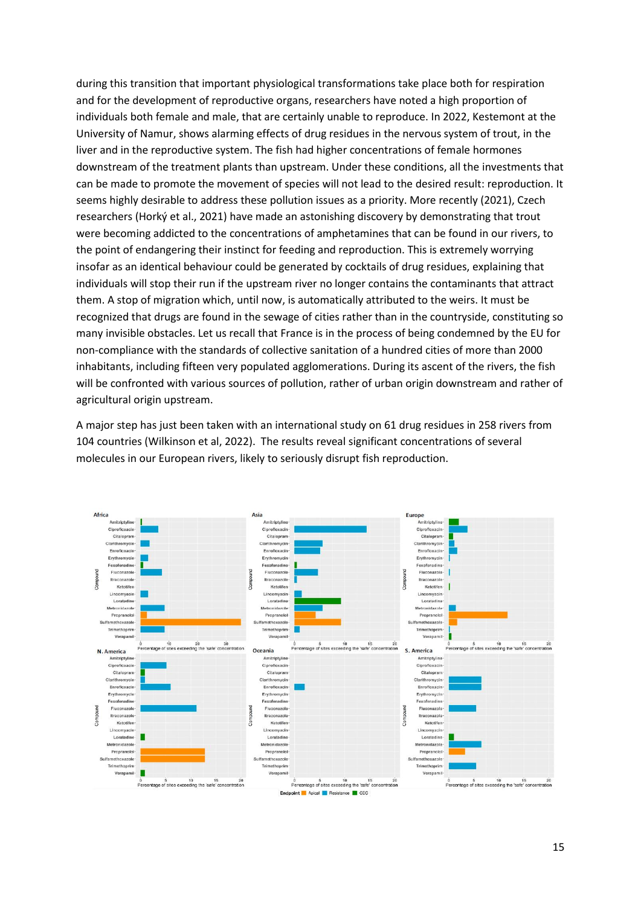during this transition that important physiological transformations take place both for respiration and for the development of reproductive organs, researchers have noted a high proportion of individuals both female and male, that are certainly unable to reproduce. In 2022, Kestemont at the University of Namur, shows alarming effects of drug residues in the nervous system of trout, in the liver and in the reproductive system. The fish had higher concentrations of female hormones downstream of the treatment plants than upstream. Under these conditions, all the investments that can be made to promote the movement of species will not lead to the desired result: reproduction. It seems highly desirable to address these pollution issues as a priority. More recently (2021), Czech researchers (Horký et al., 2021) have made an astonishing discovery by demonstrating that trout were becoming addicted to the concentrations of amphetamines that can be found in our rivers, to the point of endangering their instinct for feeding and reproduction. This is extremely worrying insofar as an identical behaviour could be generated by cocktails of drug residues, explaining that individuals will stop their run if the upstream river no longer contains the contaminants that attract them. A stop of migration which, until now, is automatically attributed to the weirs. It must be recognized that drugs are found in the sewage of cities rather than in the countryside, constituting so many invisible obstacles. Let us recall that France is in the process of being condemned by the EU for non-compliance with the standards of collective sanitation of a hundred cities of more than 2000 inhabitants, including fifteen very populated agglomerations. During its ascent of the rivers, the fish will be confronted with various sources of pollution, rather of urban origin downstream and rather of agricultural origin upstream.

A major step has just been taken with an international study on 61 drug residues in 258 rivers from 104 countries (Wilkinson et al, 2022). The results reveal significant concentrations of several molecules in our European rivers, likely to seriously disrupt fish reproduction.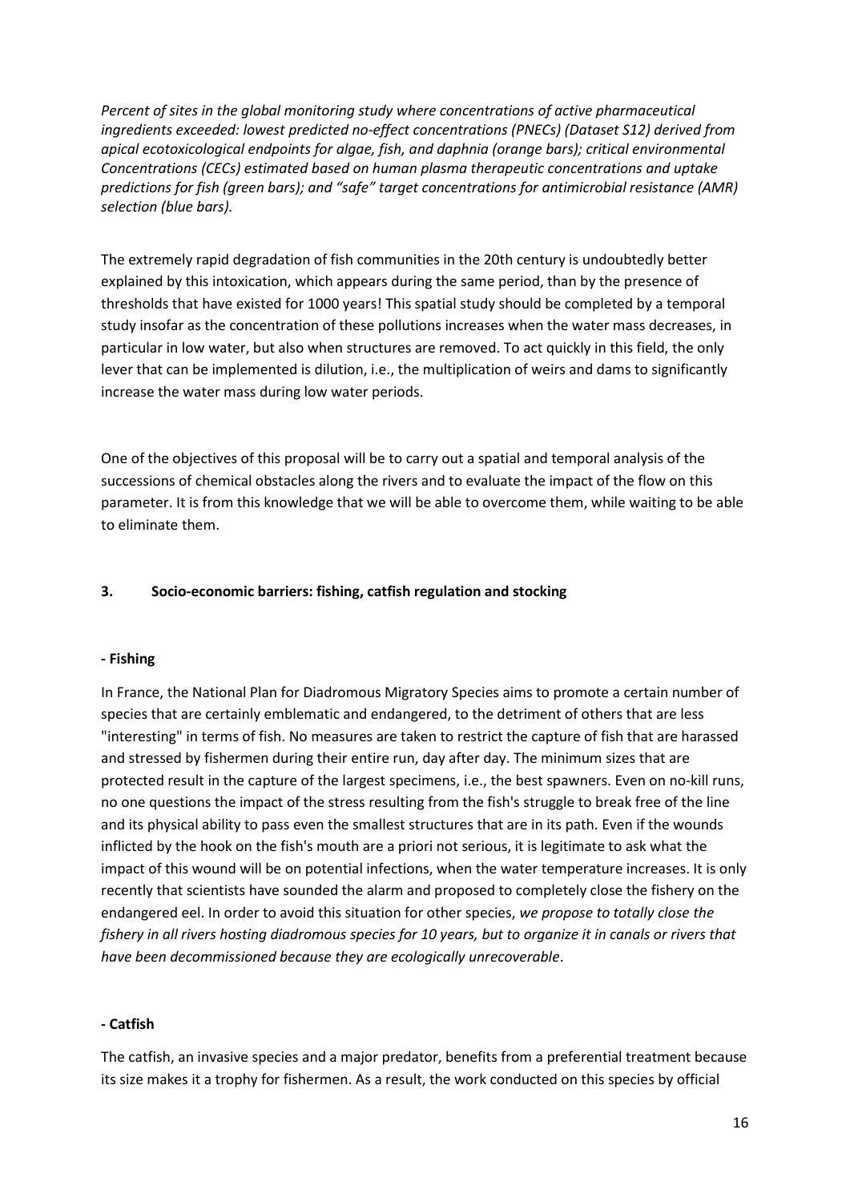*Percent of sites in the global monitoring study where concentrations of active pharmaceutical ingredients exceeded: lowest predicted no-effect concentrations (PNECs) (Dataset S12) derived from apical ecotoxicological endpoints for algae, fish, and daphnia (orange bars); critical environmental Concentrations (CECs) estimated based on human plasma therapeutic concentrations and uptake predictions for fish (green bars); and "safe" target concentrations for antimicrobial resistance (AMR) selection (blue bars).*

The extremely rapid degradation of fish communities in the 20th century is undoubtedly better explained by this intoxication, which appears during the same period, than by the presence of thresholds that have existed for 1000 years! This spatial study should be completed by a temporal study insofar as the concentration of these pollutions increases when the water mass decreases, in particular in low water, but also when structures are removed. To act quickly in this field, the only lever that can be implemented is dilution, i.e., the multiplication of weirs and dams to significantly increase the water mass during low water periods.

One of the objectives of this proposal will be to carry out a spatial and temporal analysis of the successions of chemical obstacles along the rivers and to evaluate the impact of the flow on this parameter. It is from this knowledge that we will be able to overcome them, while waiting to be able to eliminate them.

## 3. Socio-economic barriers: fishing, catfish regulation and stocking

**- Fishing**

In France, the National Plan for Diadromous Migratory Species aims to promote a certain number of species that are certainly emblematic and endangered, to the detriment of others that are less "interesting" in terms of fish. No measures are taken to restrict the capture of fish that are harassed and stressed by fishermen during their entire run, day after day. The minimum sizes that are protected result in the capture of the largest specimens, i.e., the best spawners. Even on no-kill runs, no one questions the impact of the stress resulting from the fish's struggle to break free of the line and its physical ability to pass even the smallest structures that are in its path. Even if the wounds inflicted by the hook on the fish's mouth are a priori not serious, it is legitimate to ask what the impact of this wound will be on potential infections, when the water temperature increases. It is only recently that scientists have sounded the alarm and proposed to completely close the fishery on the endangered eel. In order to avoid this situation for other species, *we propose to totally close the fishery in all rivers hosting diadromous species for 10 years, but to organize it in canals or rivers that have been decommissioned because they are ecologically unrecoverable*.

**- Catfish**

The catfish, an invasive species and a major predator, benefits from a preferential treatment because its size makes it a trophy for fishermen. As a result, the work conducted on this species by official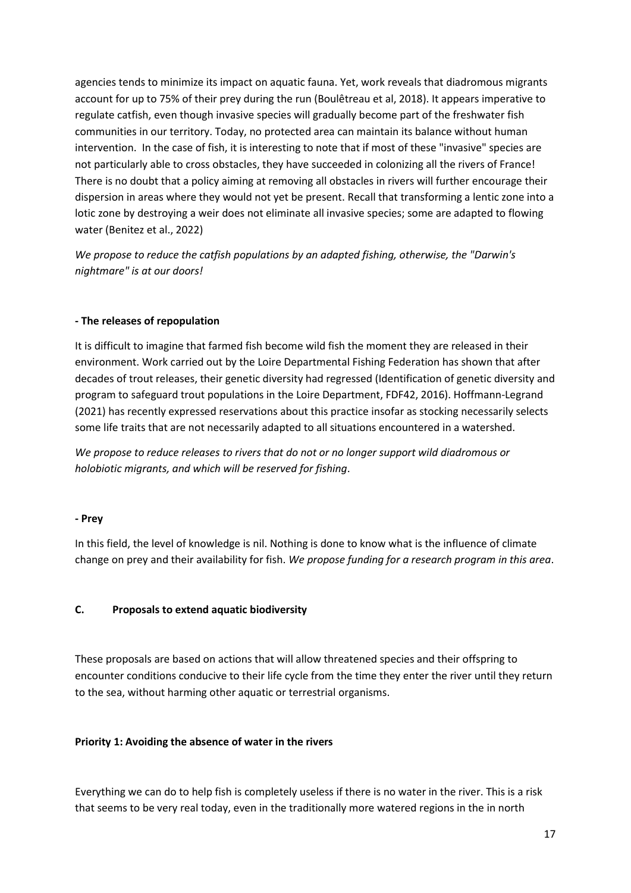agencies tends to minimize its impact on aquatic fauna. Yet, work reveals that diadromous migrants account for up to 75% of their prey during the run (Boulêtreau et al, 2018). It appears imperative to regulate catfish, even though invasive species will gradually become part of the freshwater fish communities in our territory. Today, no protected area can maintain its balance without human intervention. In the case of fish, it is interesting to note that if most of these "invasive" species are not particularly able to cross obstacles, they have succeeded in colonizing all the rivers of France! There is no doubt that a policy aiming at removing all obstacles in rivers will further encourage their dispersion in areas where they would not yet be present. Recall that transforming a lentic zone into a lotic zone by destroying a weir does not eliminate all invasive species; some are adapted to flowing water (Benitez et al., 2022)

*We propose to reduce the catfish populations by an adapted fishing, otherwise, the "Darwin's nightmare" is at our doors!*

**- The releases of repopulation**

It is difficult to imagine that farmed fish become wild fish the moment they are released in their environment. Work carried out by the Loire Departmental Fishing Federation has shown that after decades of trout releases, their genetic diversity had regressed (Identification of genetic diversity and program to safeguard trout populations in the Loire Department, FDF42, 2016). Hoffmann-Legrand (2021) has recently expressed reservations about this practice insofar as stocking necessarily selects some life traits that are not necessarily adapted to all situations encountered in a watershed.

*We propose to reduce releases to rivers that do not or no longer support wild diadromous or holobiotic migrants, and which will be reserved for fishing*.

**- Prey**

In this field, the level of knowledge is nil. Nothing is done to know what is the influence of climate change on prey and their availability for fish. *We propose funding for a research program in this area*.

## C. Proposals to extend aquatic biodiversity

These proposals are based on actions that will allow threatened species and their offspring to encounter conditions conducive to their life cycle from the time they enter the river until they return to the sea, without harming other aquatic or terrestrial organisms.

**Priority 1: Avoiding the absence of water in the rivers**

Everything we can do to help fish is completely useless if there is no water in the river. This is a risk that seems to be very real today, even in the traditionally more watered regions in the in north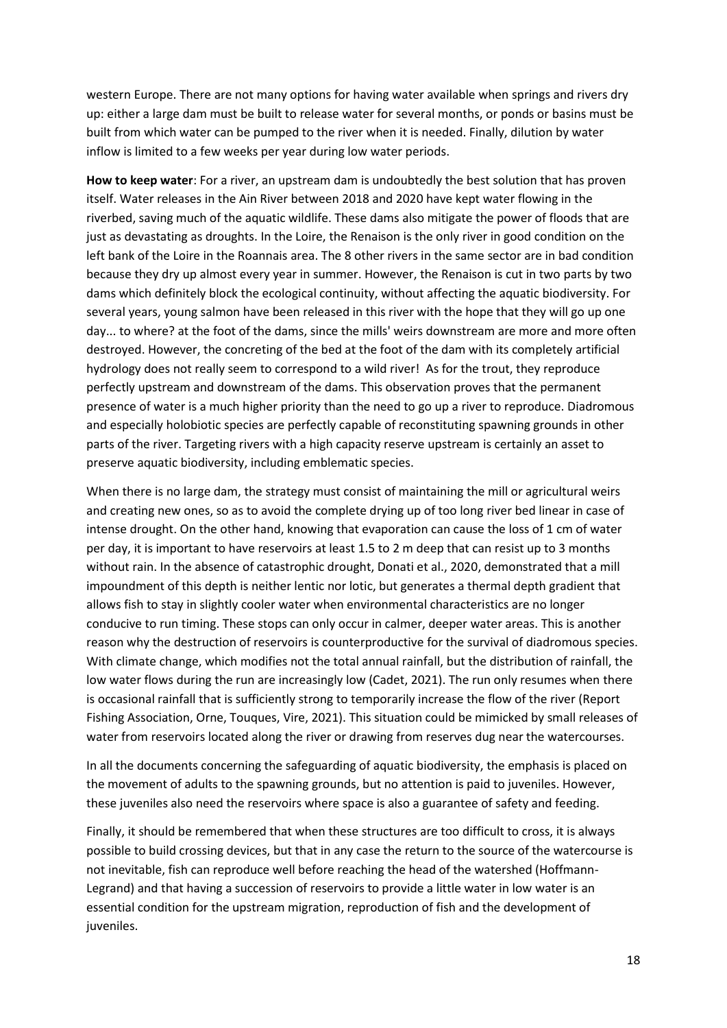western Europe. There are not many options for having water available when springs and rivers dry up: either a large dam must be built to release water for several months, or ponds or basins must be built from which water can be pumped to the river when it is needed. Finally, dilution by water inflow is limited to a few weeks per year during low water periods.

**How to keep water**: For a river, an upstream dam is undoubtedly the best solution that has proven itself. Water releases in the Ain River between 2018 and 2020 have kept water flowing in the riverbed, saving much of the aquatic wildlife. These dams also mitigate the power of floods that are just as devastating as droughts. In the Loire, the Renaison is the only river in good condition on the left bank of the Loire in the Roannais area. The 8 other rivers in the same sector are in bad condition because they dry up almost every year in summer. However, the Renaison is cut in two parts by two dams which definitely block the ecological continuity, without affecting the aquatic biodiversity. For several years, young salmon have been released in this river with the hope that they will go up one day... to where? at the foot of the dams, since the mills' weirs downstream are more and more often destroyed. However, the concreting of the bed at the foot of the dam with its completely artificial hydrology does not really seem to correspond to a wild river! As for the trout, they reproduce perfectly upstream and downstream of the dams. This observation proves that the permanent presence of water is a much higher priority than the need to go up a river to reproduce. Diadromous and especially holobiotic species are perfectly capable of reconstituting spawning grounds in other parts of the river. Targeting rivers with a high capacity reserve upstream is certainly an asset to preserve aquatic biodiversity, including emblematic species.

When there is no large dam, the strategy must consist of maintaining the mill or agricultural weirs and creating new ones, so as to avoid the complete drying up of too long river bed linear in case of intense drought. On the other hand, knowing that evaporation can cause the loss of 1 cm of water per day, it is important to have reservoirs at least 1.5 to 2 m deep that can resist up to 3 months without rain. In the absence of catastrophic drought, Donati et al., 2020, demonstrated that a mill impoundment of this depth is neither lentic nor lotic, but generates a thermal depth gradient that allows fish to stay in slightly cooler water when environmental characteristics are no longer conducive to run timing. These stops can only occur in calmer, deeper water areas. This is another reason why the destruction of reservoirs is counterproductive for the survival of diadromous species. With climate change, which modifies not the total annual rainfall, but the distribution of rainfall, the low water flows during the run are increasingly low (Cadet, 2021). The run only resumes when there is occasional rainfall that is sufficiently strong to temporarily increase the flow of the river (Report Fishing Association, Orne, Touques, Vire, 2021). This situation could be mimicked by small releases of water from reservoirs located along the river or drawing from reserves dug near the watercourses.

In all the documents concerning the safeguarding of aquatic biodiversity, the emphasis is placed on the movement of adults to the spawning grounds, but no attention is paid to juveniles. However, these juveniles also need the reservoirs where space is also a guarantee of safety and feeding.

Finally, it should be remembered that when these structures are too difficult to cross, it is always possible to build crossing devices, but that in any case the return to the source of the watercourse is not inevitable, fish can reproduce well before reaching the head of the watershed (Hoffmann-Legrand) and that having a succession of reservoirs to provide a little water in low water is an essential condition for the upstream migration, reproduction of fish and the development of juveniles.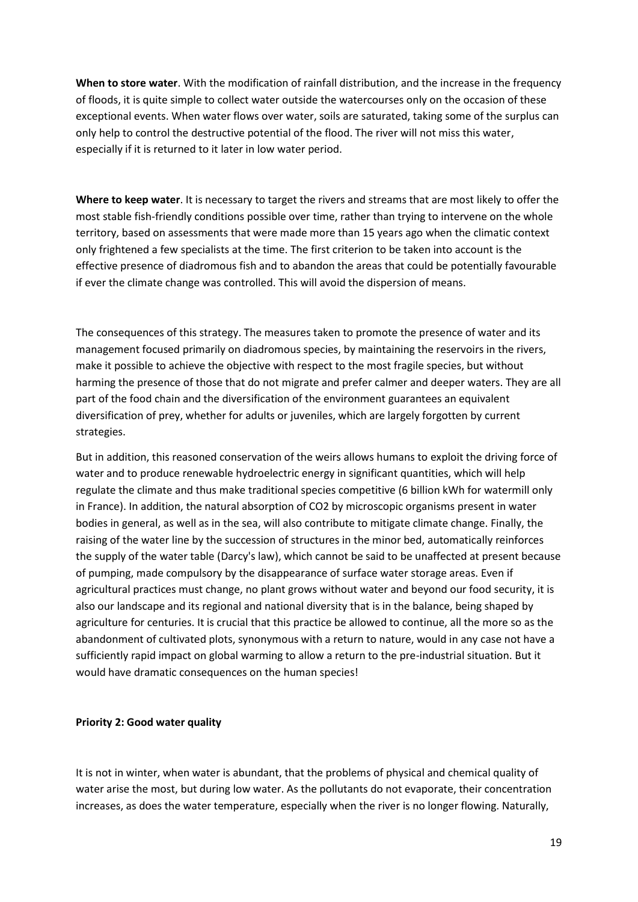**When to store water**. With the modification of rainfall distribution, and the increase in the frequency of floods, it is quite simple to collect water outside the watercourses only on the occasion of these exceptional events. When water flows over water, soils are saturated, taking some of the surplus can only help to control the destructive potential of the flood. The river will not miss this water, especially if it is returned to it later in low water period.

**Where to keep water**. It is necessary to target the rivers and streams that are most likely to offer the most stable fish-friendly conditions possible over time, rather than trying to intervene on the whole territory, based on assessments that were made more than 15 years ago when the climatic context only frightened a few specialists at the time. The first criterion to be taken into account is the effective presence of diadromous fish and to abandon the areas that could be potentially favourable if ever the climate change was controlled. This will avoid the dispersion of means.

The consequences of this strategy. The measures taken to promote the presence of water and its management focused primarily on diadromous species, by maintaining the reservoirs in the rivers, make it possible to achieve the objective with respect to the most fragile species, but without harming the presence of those that do not migrate and prefer calmer and deeper waters. They are all part of the food chain and the diversification of the environment guarantees an equivalent diversification of prey, whether for adults or juveniles, which are largely forgotten by current strategies.

But in addition, this reasoned conservation of the weirs allows humans to exploit the driving force of water and to produce renewable hydroelectric energy in significant quantities, which will help regulate the climate and thus make traditional species competitive (6 billion kWh for watermill only in France). In addition, the natural absorption of $CO_2$ by microscopic organisms present in water bodies in general, as well as in the sea, will also contribute to mitigate climate change. Finally, the raising of the water line by the succession of structures in the minor bed, automatically reinforces the supply of the water table (Darcy's law), which cannot be said to be unaffected at present because of pumping, made compulsory by the disappearance of surface water storage areas. Even if agricultural practices must change, no plant grows without water and beyond our food security, it is also our landscape and its regional and national diversity that is in the balance, being shaped by agriculture for centuries. It is crucial that this practice be allowed to continue, all the more so as the abandonment of cultivated plots, synonymous with a return to nature, would in any case not have a sufficiently rapid impact on global warming to allow a return to the pre-industrial situation. But it would have dramatic consequences on the human species!

**Priority 2: Good water quality**

It is not in winter, when water is abundant, that the problems of physical and chemical quality of water arise the most, but during low water. As the pollutants do not evaporate, their concentration increases, as does the water temperature, especially when the river is no longer flowing. Naturally,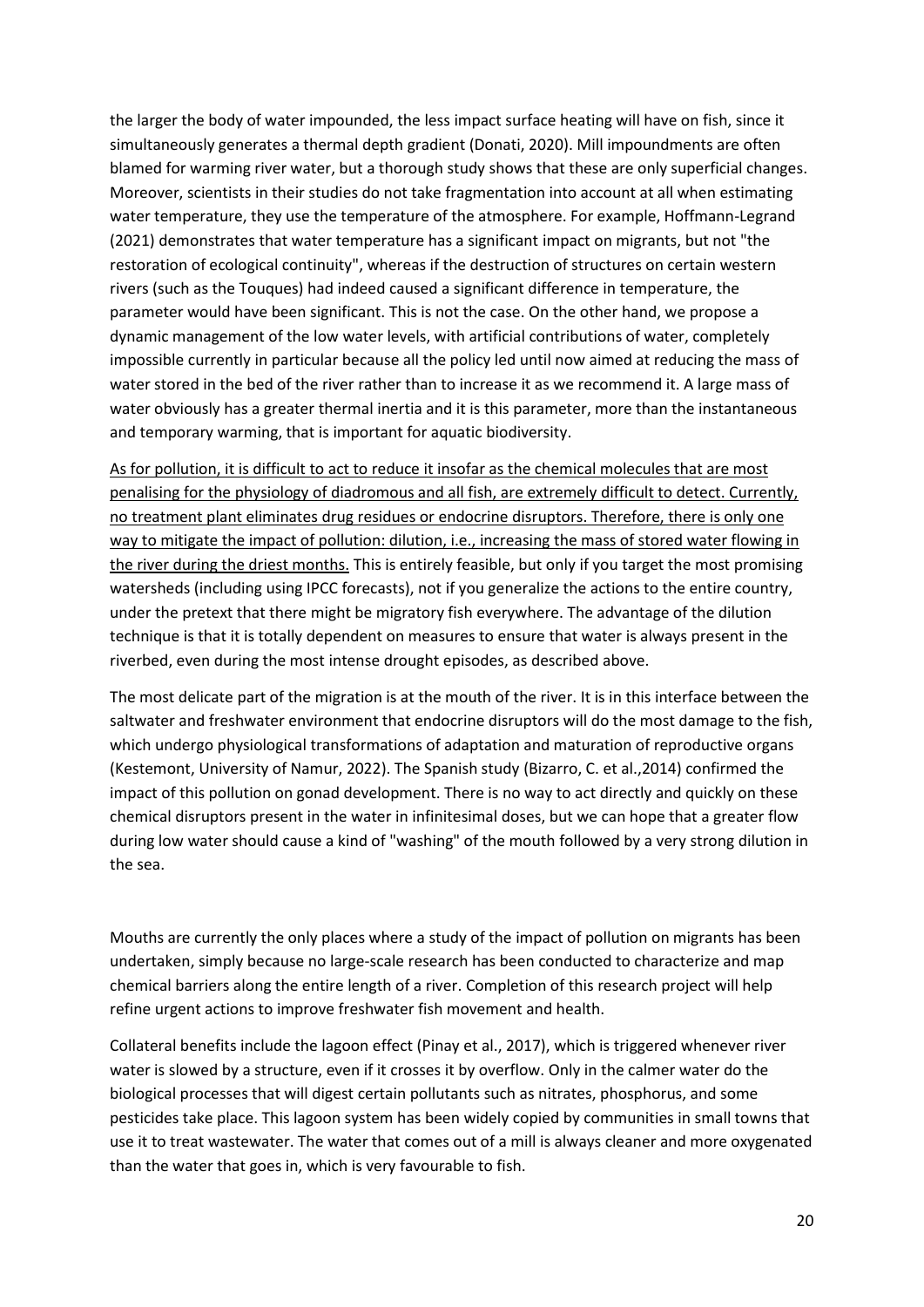the larger the body of water impounded, the less impact surface heating will have on fish, since it simultaneously generates a thermal depth gradient (Donati, 2020). Mill impoundments are often blamed for warming river water, but a thorough study shows that these are only superficial changes. Moreover, scientists in their studies do not take fragmentation into account at all when estimating water temperature, they use the temperature of the atmosphere. For example, Hoffmann-Legrand (2021) demonstrates that water temperature has a significant impact on migrants, but not "the restoration of ecological continuity", whereas if the destruction of structures on certain western rivers (such as the Touques) had indeed caused a significant difference in temperature, the parameter would have been significant. This is not the case. On the other hand, we propose a dynamic management of the low water levels, with artificial contributions of water, completely impossible currently in particular because all the policy led until now aimed at reducing the mass of water stored in the bed of the river rather than to increase it as we recommend it. A large mass of water obviously has a greater thermal inertia and it is this parameter, more than the instantaneous and temporary warming, that is important for aquatic biodiversity.

<u>As for pollution, it is difficult to act to reduce it insofar as the chemical molecules that are most penalising for the physiology of diadromous and all fish, are extremely difficult to detect. Currently, no treatment plant eliminates drug residues or endocrine disruptors. Therefore, there is only one way to mitigate the impact of pollution: dilution, i.e., increasing the mass of stored water flowing in the river during the driest months.</u> This is entirely feasible, but only if you target the most promising watersheds (including using IPCC forecasts), not if you generalize the actions to the entire country, under the pretext that there might be migratory fish everywhere. The advantage of the dilution technique is that it is totally dependent on measures to ensure that water is always present in the riverbed, even during the most intense drought episodes, as described above.

The most delicate part of the migration is at the mouth of the river. It is in this interface between the saltwater and freshwater environment that endocrine disruptors will do the most damage to the fish, which undergo physiological transformations of adaptation and maturation of reproductive organs (Kestemont, University of Namur, 2022). The Spanish study (Bizarro, C. et al.,2014) confirmed the impact of this pollution on gonad development. There is no way to act directly and quickly on these chemical disruptors present in the water in infinitesimal doses, but we can hope that a greater flow during low water should cause a kind of "washing" of the mouth followed by a very strong dilution in the sea.

Mouths are currently the only places where a study of the impact of pollution on migrants has been undertaken, simply because no large-scale research has been conducted to characterize and map chemical barriers along the entire length of a river. Completion of this research project will help refine urgent actions to improve freshwater fish movement and health.

Collateral benefits include the lagoon effect (Pinay et al., 2017), which is triggered whenever river water is slowed by a structure, even if it crosses it by overflow. Only in the calmer water do the biological processes that will digest certain pollutants such as nitrates, phosphorus, and some pesticides take place. This lagoon system has been widely copied by communities in small towns that use it to treat wastewater. The water that comes out of a mill is always cleaner and more oxygenated than the water that goes in, which is very favourable to fish.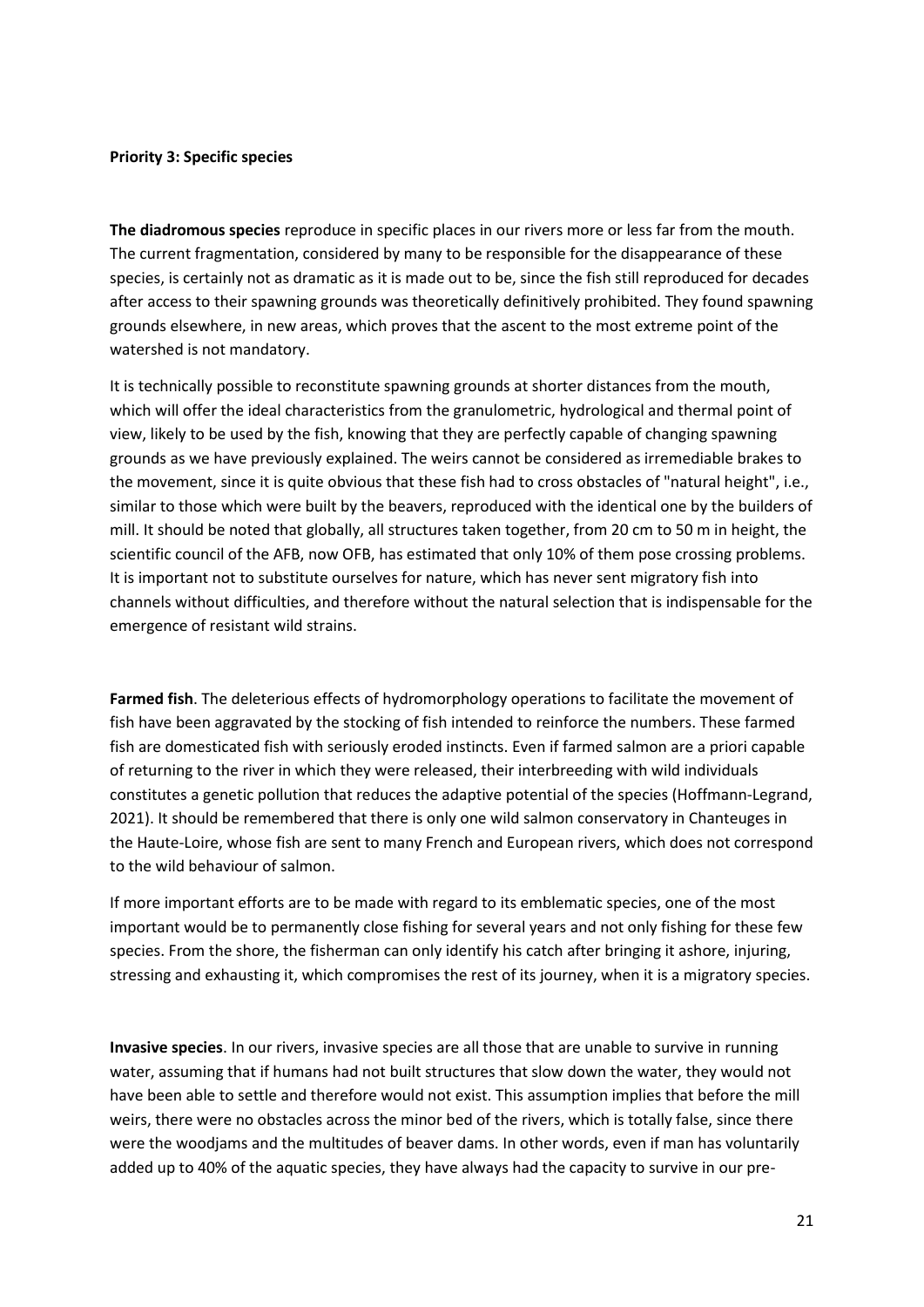**Priority 3: Specific species**

**The diadromous species** reproduce in specific places in our rivers more or less far from the mouth. The current fragmentation, considered by many to be responsible for the disappearance of these species, is certainly not as dramatic as it is made out to be, since the fish still reproduced for decades after access to their spawning grounds was theoretically definitively prohibited. They found spawning grounds elsewhere, in new areas, which proves that the ascent to the most extreme point of the watershed is not mandatory.

It is technically possible to reconstitute spawning grounds at shorter distances from the mouth, which will offer the ideal characteristics from the granulometric, hydrological and thermal point of view, likely to be used by the fish, knowing that they are perfectly capable of changing spawning grounds as we have previously explained. The weirs cannot be considered as irremediable brakes to the movement, since it is quite obvious that these fish had to cross obstacles of "natural height", i.e., similar to those which were built by the beavers, reproduced with the identical one by the builders of mill. It should be noted that globally, all structures taken together, from 20 cm to 50 m in height, the scientific council of the AFB, now OFB, has estimated that only 10% of them pose crossing problems. It is important not to substitute ourselves for nature, which has never sent migratory fish into channels without difficulties, and therefore without the natural selection that is indispensable for the emergence of resistant wild strains.

**Farmed fish**. The deleterious effects of hydromorphology operations to facilitate the movement of fish have been aggravated by the stocking of fish intended to reinforce the numbers. These farmed fish are domesticated fish with seriously eroded instincts. Even if farmed salmon are a priori capable of returning to the river in which they were released, their interbreeding with wild individuals constitutes a genetic pollution that reduces the adaptive potential of the species (Hoffmann-Legrand, 2021). It should be remembered that there is only one wild salmon conservatory in Chanteuges in the Haute-Loire, whose fish are sent to many French and European rivers, which does not correspond to the wild behaviour of salmon.

If more important efforts are to be made with regard to its emblematic species, one of the most important would be to permanently close fishing for several years and not only fishing for these few species. From the shore, the fisherman can only identify his catch after bringing it ashore, injuring, stressing and exhausting it, which compromises the rest of its journey, when it is a migratory species.

**Invasive species**. In our rivers, invasive species are all those that are unable to survive in running water, assuming that if humans had not built structures that slow down the water, they would not have been able to settle and therefore would not exist. This assumption implies that before the mill weirs, there were no obstacles across the minor bed of the rivers, which is totally false, since there were the woodjams and the multitudes of beaver dams. In other words, even if man has voluntarily added up to 40% of the aquatic species, they have always had the capacity to survive in our pre-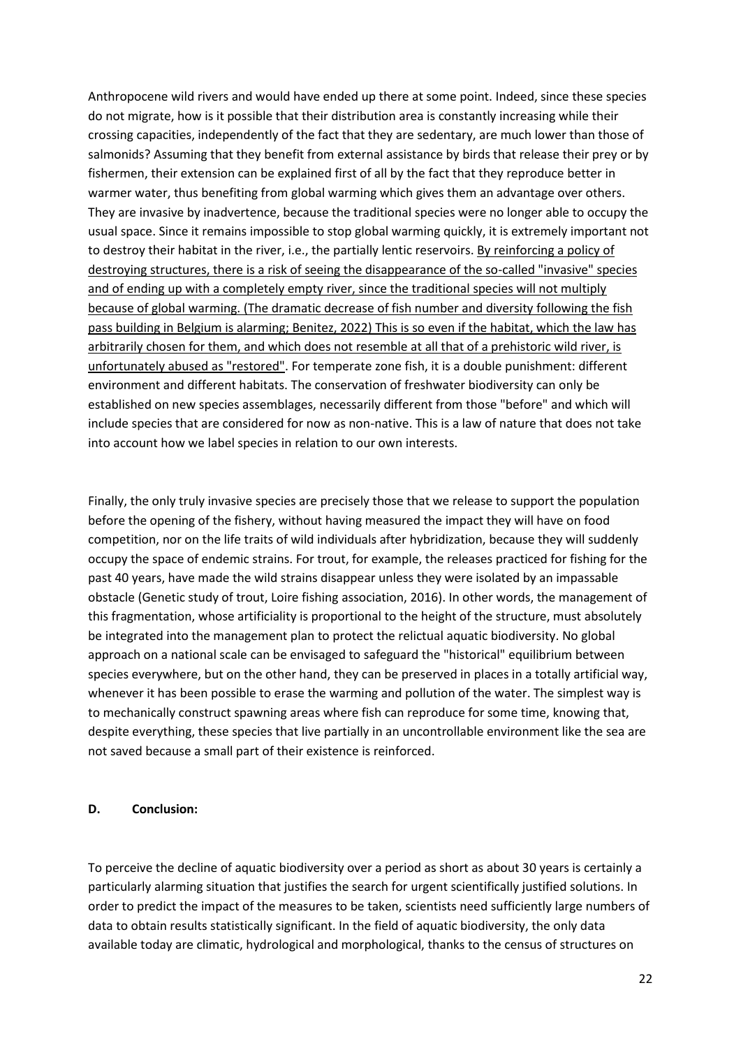Anthropocene wild rivers and would have ended up there at some point. Indeed, since these species do not migrate, how is it possible that their distribution area is constantly increasing while their crossing capacities, independently of the fact that they are sedentary, are much lower than those of salmonids? Assuming that they benefit from external assistance by birds that release their prey or by fishermen, their extension can be explained first of all by the fact that they reproduce better in warmer water, thus benefiting from global warming which gives them an advantage over others. They are invasive by inadvertence, because the traditional species were no longer able to occupy the usual space. Since it remains impossible to stop global warming quickly, it is extremely important not to destroy their habitat in the river, i.e., the partially lentic reservoirs. <u>By reinforcing a policy of destroying structures, there is a risk of seeing the disappearance of the so-called "invasive" species and of ending up with a completely empty river, since the traditional species will not multiply because of global warming. (The dramatic decrease of fish number and diversity following the fish pass building in Belgium is alarming; Benitez, 2022) This is so even if the habitat, which the law has arbitrarily chosen for them, and which does not resemble at all that of a prehistoric wild river, is unfortunately abused as "restored"</u>. For temperate zone fish, it is a double punishment: different environment and different habitats. The conservation of freshwater biodiversity can only be established on new species assemblages, necessarily different from those "before" and which will include species that are considered for now as non-native. This is a law of nature that does not take into account how we label species in relation to our own interests.

Finally, the only truly invasive species are precisely those that we release to support the population before the opening of the fishery, without having measured the impact they will have on food competition, nor on the life traits of wild individuals after hybridization, because they will suddenly occupy the space of endemic strains. For trout, for example, the releases practiced for fishing for the past 40 years, have made the wild strains disappear unless they were isolated by an impassable obstacle (Genetic study of trout, Loire fishing association, 2016). In other words, the management of this fragmentation, whose artificiality is proportional to the height of the structure, must absolutely be integrated into the management plan to protect the relictual aquatic biodiversity. No global approach on a national scale can be envisaged to safeguard the "historical" equilibrium between species everywhere, but on the other hand, they can be preserved in places in a totally artificial way, whenever it has been possible to erase the warming and pollution of the water. The simplest way is to mechanically construct spawning areas where fish can reproduce for some time, knowing that, despite everything, these species that live partially in an uncontrollable environment like the sea are not saved because a small part of their existence is reinforced.

### D. Conclusion:

To perceive the decline of aquatic biodiversity over a period as short as about 30 years is certainly a particularly alarming situation that justifies the search for urgent scientifically justified solutions. In order to predict the impact of the measures to be taken, scientists need sufficiently large numbers of data to obtain results statistically significant. In the field of aquatic biodiversity, the only data available today are climatic, hydrological and morphological, thanks to the census of structures on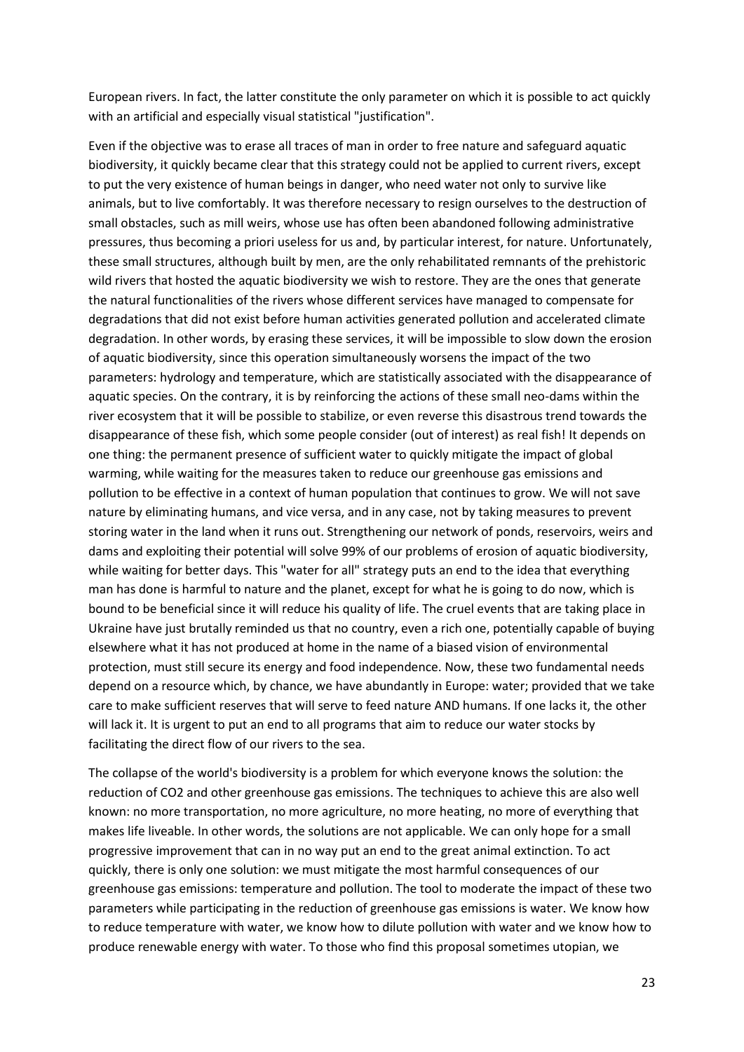European rivers. In fact, the latter constitute the only parameter on which it is possible to act quickly with an artificial and especially visual statistical "justification".

Even if the objective was to erase all traces of man in order to free nature and safeguard aquatic biodiversity, it quickly became clear that this strategy could not be applied to current rivers, except to put the very existence of human beings in danger, who need water not only to survive like animals, but to live comfortably. It was therefore necessary to resign ourselves to the destruction of small obstacles, such as mill weirs, whose use has often been abandoned following administrative pressures, thus becoming a priori useless for us and, by particular interest, for nature. Unfortunately, these small structures, although built by men, are the only rehabilitated remnants of the prehistoric wild rivers that hosted the aquatic biodiversity we wish to restore. They are the ones that generate the natural functionalities of the rivers whose different services have managed to compensate for degradations that did not exist before human activities generated pollution and accelerated climate degradation. In other words, by erasing these services, it will be impossible to slow down the erosion of aquatic biodiversity, since this operation simultaneously worsens the impact of the two parameters: hydrology and temperature, which are statistically associated with the disappearance of aquatic species. On the contrary, it is by reinforcing the actions of these small neo-dams within the river ecosystem that it will be possible to stabilize, or even reverse this disastrous trend towards the disappearance of these fish, which some people consider (out of interest) as real fish! It depends on one thing: the permanent presence of sufficient water to quickly mitigate the impact of global warming, while waiting for the measures taken to reduce our greenhouse gas emissions and pollution to be effective in a context of human population that continues to grow. We will not save nature by eliminating humans, and vice versa, and in any case, not by taking measures to prevent storing water in the land when it runs out. Strengthening our network of ponds, reservoirs, weirs and dams and exploiting their potential will solve 99% of our problems of erosion of aquatic biodiversity, while waiting for better days. This "water for all" strategy puts an end to the idea that everything man has done is harmful to nature and the planet, except for what he is going to do now, which is bound to be beneficial since it will reduce his quality of life. The cruel events that are taking place in Ukraine have just brutally reminded us that no country, even a rich one, potentially capable of buying elsewhere what it has not produced at home in the name of a biased vision of environmental protection, must still secure its energy and food independence. Now, these two fundamental needs depend on a resource which, by chance, we have abundantly in Europe: water; provided that we take care to make sufficient reserves that will serve to feed nature AND humans. If one lacks it, the other will lack it. It is urgent to put an end to all programs that aim to reduce our water stocks by facilitating the direct flow of our rivers to the sea.

The collapse of the world's biodiversity is a problem for which everyone knows the solution: the reduction of $CO_2$ and other greenhouse gas emissions. The techniques to achieve this are also well known: no more transportation, no more agriculture, no more heating, no more of everything that makes life liveable. In other words, the solutions are not applicable. We can only hope for a small progressive improvement that can in no way put an end to the great animal extinction. To act quickly, there is only one solution: we must mitigate the most harmful consequences of our greenhouse gas emissions: temperature and pollution. The tool to moderate the impact of these two parameters while participating in the reduction of greenhouse gas emissions is water. We know how to reduce temperature with water, we know how to dilute pollution with water and we know how to produce renewable energy with water. To those who find this proposal sometimes utopian, we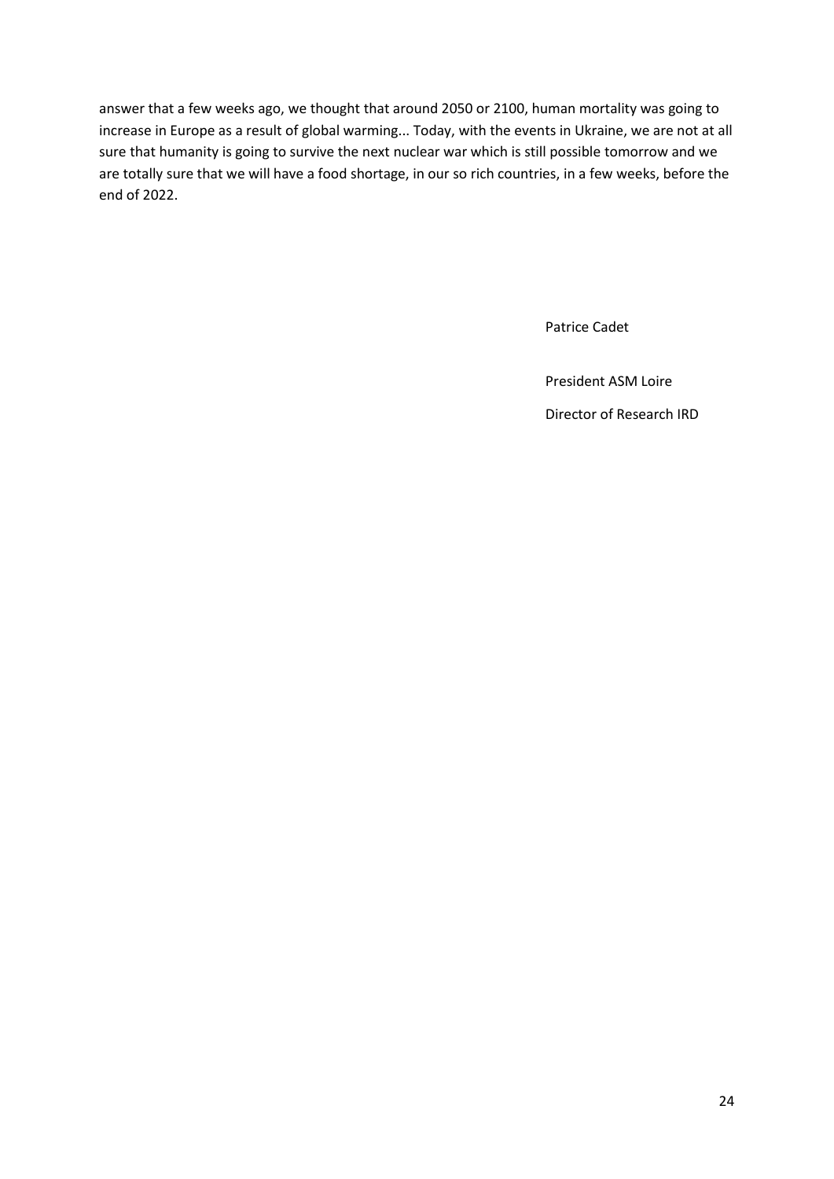answer that a few weeks ago, we thought that around 2050 or 2100, human mortality was going to increase in Europe as a result of global warming... Today, with the events in Ukraine, we are not at all sure that humanity is going to survive the next nuclear war which is still possible tomorrow and we are totally sure that we will have a food shortage, in our so rich countries, in a few weeks, before the end of 2022.

Patrice Cadet

President ASM Loire

Director of Research IRD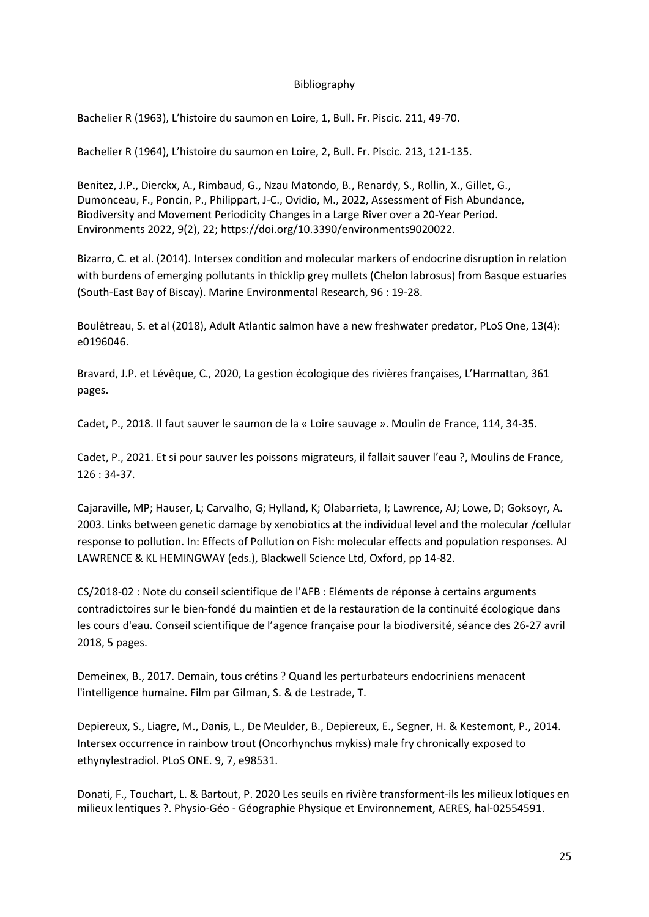# Bibliography

Bachelier R (1963), L'histoire du saumon en Loire, 1, Bull. Fr. Piscic. 211, 49-70.

Bachelier R (1964), L'histoire du saumon en Loire, 2, Bull. Fr. Piscic. 213, 121-135.

Benitez, J.P., Dierckx, A., Rimbaud, G., Nzau Matondo, B., Renardy, S., Rollin, X., Gillet, G., Dumonceau, F., Poncin, P., Philippart, J-C., Ovidio, M., 2022, Assessment of Fish Abundance, Biodiversity and Movement Periodicity Changes in a Large River over a 20-Year Period. Environments 2022, 9(2), 22; https://doi.org/10.3390/environments9020022.

Bizarro, C. et al. (2014). Intersex condition and molecular markers of endocrine disruption in relation with burdens of emerging pollutants in thicklip grey mullets (Chelon labrosus) from Basque estuaries (South-East Bay of Biscay). Marine Environmental Research, 96 : 19-28.

Boulêtreau, S. et al (2018), Adult Atlantic salmon have a new freshwater predator, PLoS One, 13(4): e0196046.

Bravard, J.P. et Lévêque, C., 2020, La gestion écologique des rivières françaises, L'Harmattan, 361 pages.

Cadet, P., 2018. Il faut sauver le saumon de la « Loire sauvage ». Moulin de France, 114, 34-35.

Cadet, P., 2021. Et si pour sauver les poissons migrateurs, il fallait sauver l'eau ?, Moulins de France, 126 : 34-37.

Cajaraville, MP; Hauser, L; Carvalho, G; Hylland, K; Olabarrieta, I; Lawrence, AJ; Lowe, D; Goksoyr, A. 2003. Links between genetic damage by xenobiotics at the individual level and the molecular /cellular response to pollution. In: Effects of Pollution on Fish: molecular effects and population responses. AJ LAWRENCE & KL HEMINGWAY (eds.), Blackwell Science Ltd, Oxford, pp 14-82.

CS/2018-02 : Note du conseil scientifique de l'AFB : Eléments de réponse à certains arguments contradictoires sur le bien-fondé du maintien et de la restauration de la continuité écologique dans les cours d'eau. Conseil scientifique de l'agence française pour la biodiversité, séance des 26-27 avril 2018, 5 pages.

Demeinex, B., 2017. Demain, tous crétins ? Quand les perturbateurs endocriniens menacent l'intelligence humaine. Film par Gilman, S. & de Lestrade, T.

Depiereux, S., Liagre, M., Danis, L., De Meulder, B., Depiereux, E., Segner, H. & Kestemont, P., 2014. Intersex occurrence in rainbow trout (Oncorhynchus mykiss) male fry chronically exposed to ethynylestradiol. PLoS ONE. 9, 7, e98531.

Donati, F., Touchart, L. & Bartout, P. 2020 Les seuils en rivière transforment-ils les milieux lotiques en milieux lentiques ?. Physio-Géo - Géographie Physique et Environnement, AERES, hal-02554591.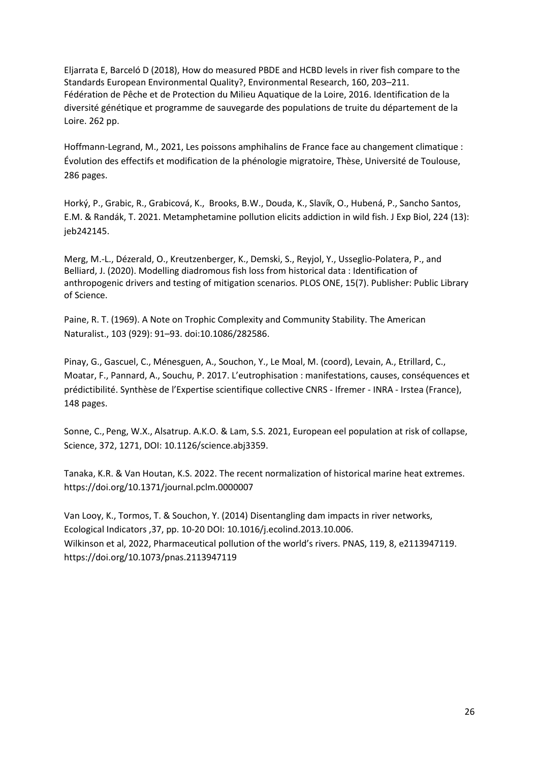Eljarrata E, Barceló D (2018), How do measured PBDE and HCBD levels in river fish compare to the Standards European Environmental Quality?, Environmental Research, 160, 203–211.
Fédération de Pêche et de Protection du Milieu Aquatique de la Loire, 2016. Identification de la diversité génétique et programme de sauvegarde des populations de truite du département de la Loire. 262 pp.

Hoffmann-Legrand, M., 2021, Les poissons amphihalins de France face au changement climatique : Évolution des effectifs et modification de la phénologie migratoire, Thèse, Université de Toulouse, 286 pages.

Horký, P., Grabic, R., Grabicová, K., Brooks, B.W., Douda, K., Slavík, O., Hubená, P., Sancho Santos, E.M. & Randák, T. 2021. Metamphetamine pollution elicits addiction in wild fish. J Exp Biol, 224 (13): jeb242145.

Merg, M.-L., Dézerald, O., Kreutzenberger, K., Demski, S., Reyjol, Y., Usseglio-Polatera, P., and Belliard, J. (2020). Modelling diadromous fish loss from historical data : Identification of anthropogenic drivers and testing of mitigation scenarios. PLOS ONE, 15(7). Publisher: Public Library of Science.

Paine, R. T. (1969). A Note on Trophic Complexity and Community Stability. The American Naturalist., 103 (929): 91–93. doi:10.1086/282586.

Pinay, G., Gascuel, C., Ménesguen, A., Souchon, Y., Le Moal, M. (coord), Levain, A., Etrillard, C., Moatar, F., Pannard, A., Souchu, P. 2017. L'eutrophisation : manifestations, causes, conséquences et prédictibilité. Synthèse de l'Expertise scientifique collective CNRS - Ifremer - INRA - Irstea (France), 148 pages.

Sonne, C., Peng, W.X., Alsatrup. A.K.O. & Lam, S.S. 2021, European eel population at risk of collapse, Science, 372, 1271, DOI: 10.1126/science.abj3359.

Tanaka, K.R. & Van Houtan, K.S. 2022. The recent normalization of historical marine heat extremes. https://doi.org/10.1371/journal.pclm.0000007

Van Looy, K., Tormos, T. & Souchon, Y. (2014) Disentangling dam impacts in river networks, Ecological Indicators ,37, pp. 10-20 DOI: 10.1016/j.ecolind.2013.10.006.
Wilkinson et al, 2022, Pharmaceutical pollution of the world's rivers. PNAS, 119, 8, e2113947119. https://doi.org/10.1073/pnas.2113947119